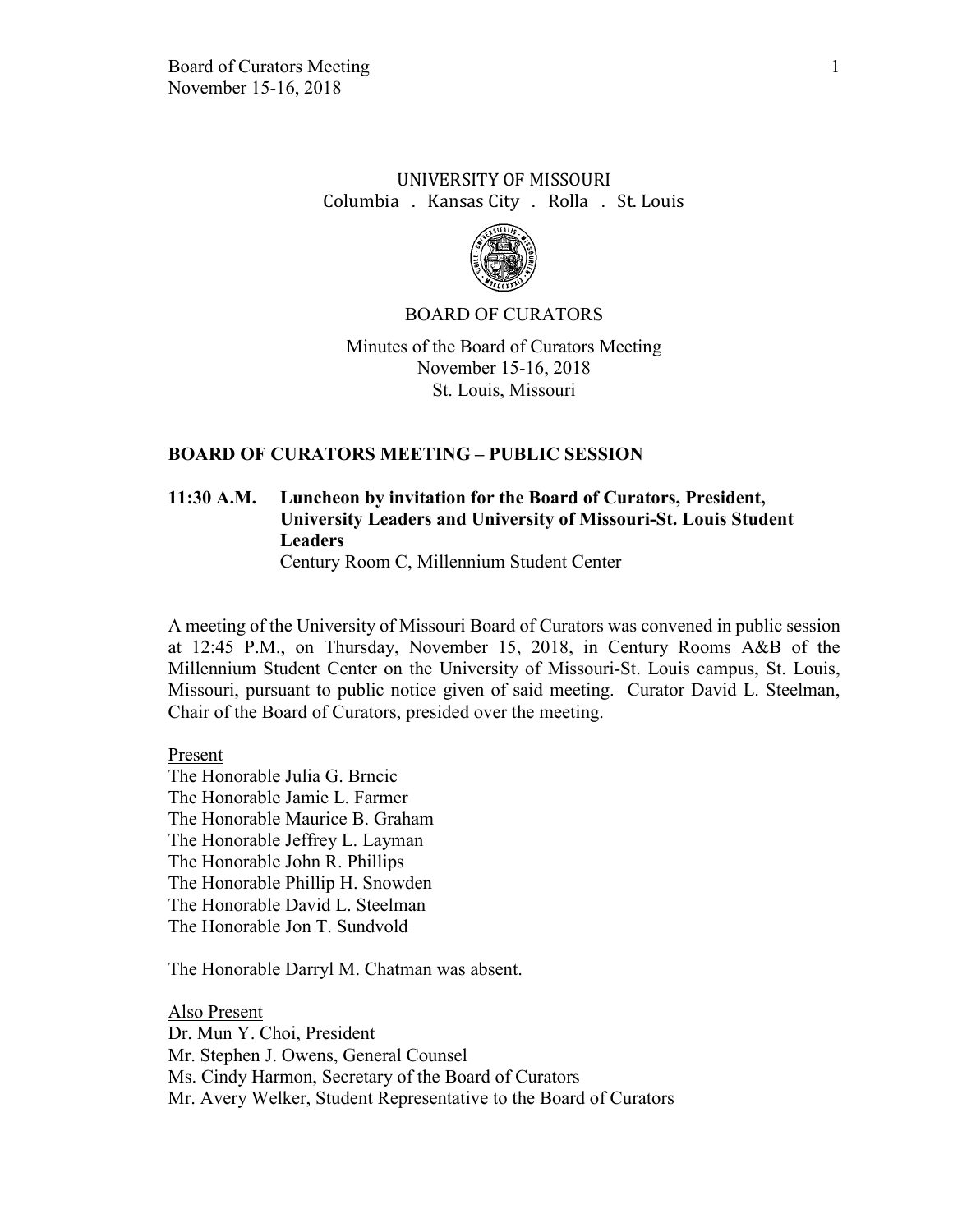UNIVERSITY OF MISSOURI
Columbia . Kansas City . Rolla . St. Louis

BOARD OF CURATORS

Minutes of the Board of Curators Meeting
November 15-16, 2018
St. Louis, Missouri

## BOARD OF CURATORS MEETING – PUBLIC SESSION

**11:30 A.M. Luncheon by invitation for the Board of Curators, President, University Leaders and University of Missouri-St. Louis Student Leaders**
Century Room C, Millennium Student Center

A meeting of the University of Missouri Board of Curators was convened in public session at 12:45 P.M., on Thursday, November 15, 2018, in Century Rooms A&B of the Millennium Student Center on the University of Missouri-St. Louis campus, St. Louis, Missouri, pursuant to public notice given of said meeting. Curator David L. Steelman, Chair of the Board of Curators, presided over the meeting.

Present
The Honorable Julia G. Brncic
The Honorable Jamie L. Farmer
The Honorable Maurice B. Graham
The Honorable Jeffrey L. Layman
The Honorable John R. Phillips
The Honorable Phillip H. Snowden
The Honorable David L. Steelman
The Honorable Jon T. Sundvold

The Honorable Darryl M. Chatman was absent.

Also Present
Dr. Mun Y. Choi, President
Mr. Stephen J. Owens, General Counsel
Ms. Cindy Harmon, Secretary of the Board of Curators
Mr. Avery Welker, Student Representative to the Board of Curators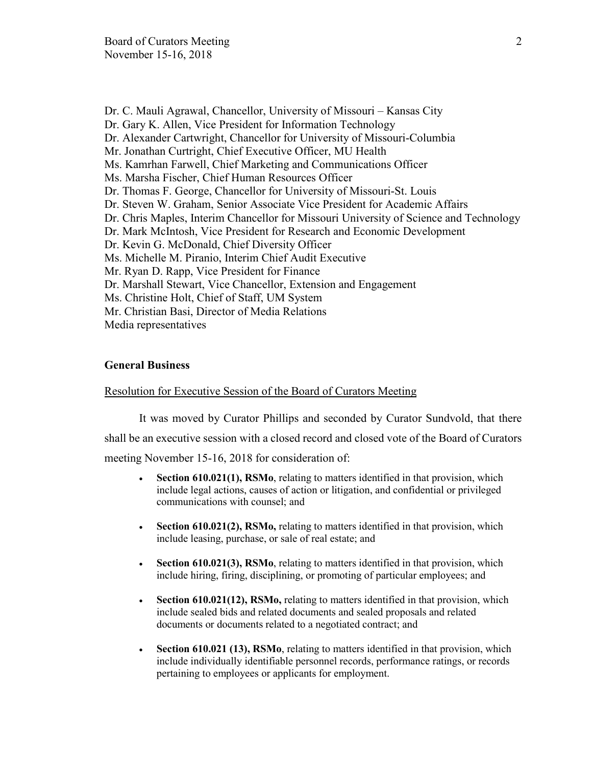Dr. C. Mauli Agrawal, Chancellor, University of Missouri – Kansas City
Dr. Gary K. Allen, Vice President for Information Technology
Dr. Alexander Cartwright, Chancellor for University of Missouri-Columbia
Mr. Jonathan Curtright, Chief Executive Officer, MU Health
Ms. Kamrhan Farwell, Chief Marketing and Communications Officer
Ms. Marsha Fischer, Chief Human Resources Officer
Dr. Thomas F. George, Chancellor for University of Missouri-St. Louis
Dr. Steven W. Graham, Senior Associate Vice President for Academic Affairs
Dr. Chris Maples, Interim Chancellor for Missouri University of Science and Technology
Dr. Mark McIntosh, Vice President for Research and Economic Development
Dr. Kevin G. McDonald, Chief Diversity Officer
Ms. Michelle M. Piranio, Interim Chief Audit Executive
Mr. Ryan D. Rapp, Vice President for Finance
Dr. Marshall Stewart, Vice Chancellor, Extension and Engagement
Ms. Christine Holt, Chief of Staff, UM System
Mr. Christian Basi, Director of Media Relations
Media representatives

## General Business

Resolution for Executive Session of the Board of Curators Meeting

It was moved by Curator Phillips and seconded by Curator Sundvold, that there shall be an executive session with a closed record and closed vote of the Board of Curators meeting November 15-16, 2018 for consideration of:

- **Section 610.021(1), RSMo**, relating to matters identified in that provision, which include legal actions, causes of action or litigation, and confidential or privileged communications with counsel; and
- **Section 610.021(2), RSMo,** relating to matters identified in that provision, which include leasing, purchase, or sale of real estate; and
- **Section 610.021(3), RSMo**, relating to matters identified in that provision, which include hiring, firing, disciplining, or promoting of particular employees; and
- **Section 610.021(12), RSMo,** relating to matters identified in that provision, which include sealed bids and related documents and sealed proposals and related documents or documents related to a negotiated contract; and
- **Section 610.021 (13), RSMo**, relating to matters identified in that provision, which include individually identifiable personnel records, performance ratings, or records pertaining to employees or applicants for employment.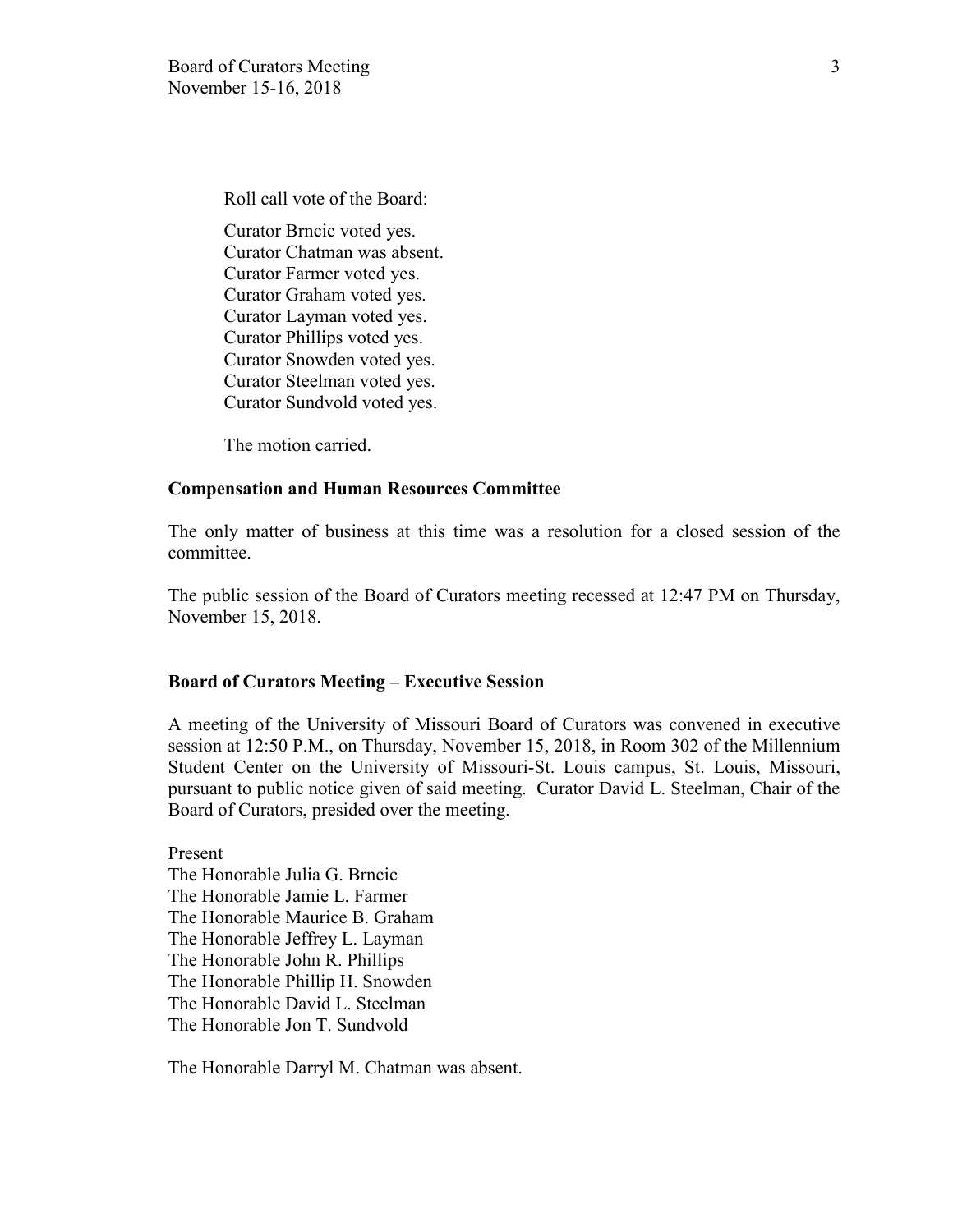Roll call vote of the Board:

Curator Brncic voted yes.
Curator Chatman was absent.
Curator Farmer voted yes.
Curator Graham voted yes.
Curator Layman voted yes.
Curator Phillips voted yes.
Curator Snowden voted yes.
Curator Steelman voted yes.
Curator Sundvold voted yes.

The motion carried.

**Compensation and Human Resources Committee**

The only matter of business at this time was a resolution for a closed session of the committee.

The public session of the Board of Curators meeting recessed at 12:47 PM on Thursday, November 15, 2018.

**Board of Curators Meeting – Executive Session**

A meeting of the University of Missouri Board of Curators was convened in executive session at 12:50 P.M., on Thursday, November 15, 2018, in Room 302 of the Millennium Student Center on the University of Missouri-St. Louis campus, St. Louis, Missouri, pursuant to public notice given of said meeting. Curator David L. Steelman, Chair of the Board of Curators, presided over the meeting.

Present
The Honorable Julia G. Brncic
The Honorable Jamie L. Farmer
The Honorable Maurice B. Graham
The Honorable Jeffrey L. Layman
The Honorable John R. Phillips
The Honorable Phillip H. Snowden
The Honorable David L. Steelman
The Honorable Jon T. Sundvold

The Honorable Darryl M. Chatman was absent.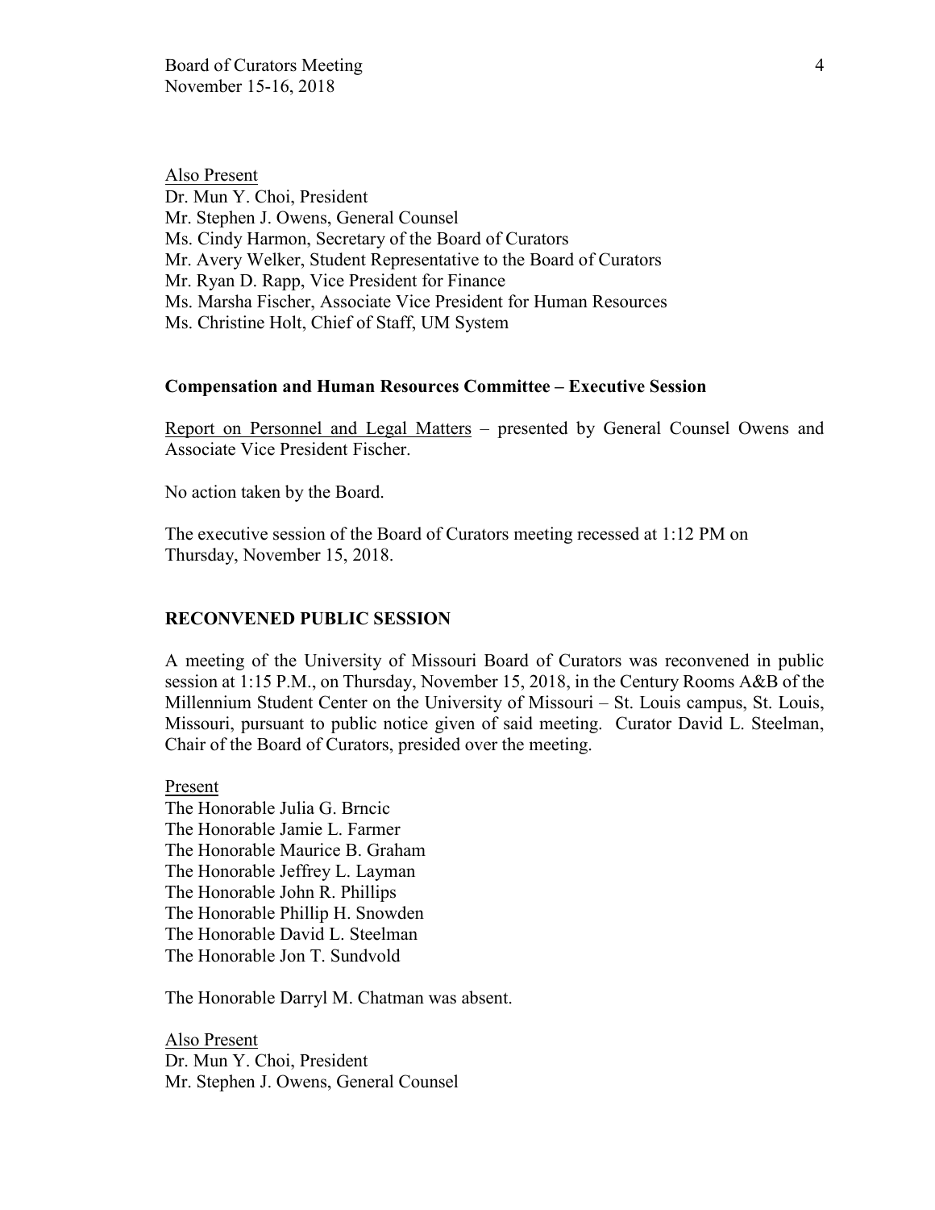<u>Also Present</u>
Dr. Mun Y. Choi, President
Mr. Stephen J. Owens, General Counsel
Ms. Cindy Harmon, Secretary of the Board of Curators
Mr. Avery Welker, Student Representative to the Board of Curators
Mr. Ryan D. Rapp, Vice President for Finance
Ms. Marsha Fischer, Associate Vice President for Human Resources
Ms. Christine Holt, Chief of Staff, UM System

**Compensation and Human Resources Committee – Executive Session**

<u>Report on Personnel and Legal Matters</u> – presented by General Counsel Owens and Associate Vice President Fischer.

No action taken by the Board.

The executive session of the Board of Curators meeting recessed at 1:12 PM on Thursday, November 15, 2018.

**RECONVENED PUBLIC SESSION**

A meeting of the University of Missouri Board of Curators was reconvened in public session at 1:15 P.M., on Thursday, November 15, 2018, in the Century Rooms A&B of the Millennium Student Center on the University of Missouri – St. Louis campus, St. Louis, Missouri, pursuant to public notice given of said meeting. Curator David L. Steelman, Chair of the Board of Curators, presided over the meeting.

<u>Present</u>
The Honorable Julia G. Brncic
The Honorable Jamie L. Farmer
The Honorable Maurice B. Graham
The Honorable Jeffrey L. Layman
The Honorable John R. Phillips
The Honorable Phillip H. Snowden
The Honorable David L. Steelman
The Honorable Jon T. Sundvold

The Honorable Darryl M. Chatman was absent.

<u>Also Present</u>
Dr. Mun Y. Choi, President
Mr. Stephen J. Owens, General Counsel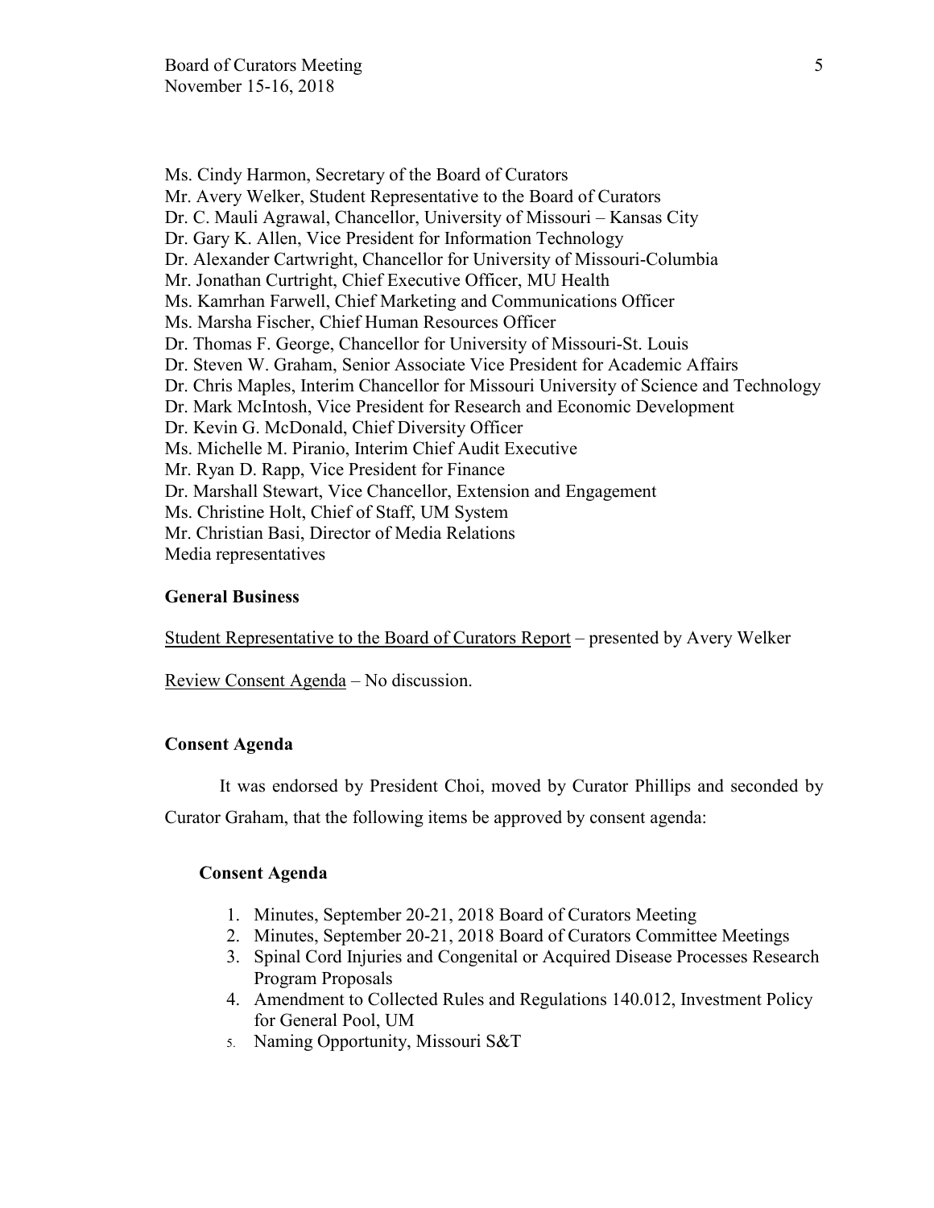Ms. Cindy Harmon, Secretary of the Board of Curators
Mr. Avery Welker, Student Representative to the Board of Curators
Dr. C. Mauli Agrawal, Chancellor, University of Missouri – Kansas City
Dr. Gary K. Allen, Vice President for Information Technology
Dr. Alexander Cartwright, Chancellor for University of Missouri-Columbia
Mr. Jonathan Curtright, Chief Executive Officer, MU Health
Ms. Kamrhan Farwell, Chief Marketing and Communications Officer
Ms. Marsha Fischer, Chief Human Resources Officer
Dr. Thomas F. George, Chancellor for University of Missouri-St. Louis
Dr. Steven W. Graham, Senior Associate Vice President for Academic Affairs
Dr. Chris Maples, Interim Chancellor for Missouri University of Science and Technology
Dr. Mark McIntosh, Vice President for Research and Economic Development
Dr. Kevin G. McDonald, Chief Diversity Officer
Ms. Michelle M. Piranio, Interim Chief Audit Executive
Mr. Ryan D. Rapp, Vice President for Finance
Dr. Marshall Stewart, Vice Chancellor, Extension and Engagement
Ms. Christine Holt, Chief of Staff, UM System
Mr. Christian Basi, Director of Media Relations
Media representatives

**General Business**

Student Representative to the Board of Curators Report – presented by Avery Welker

Review Consent Agenda – No discussion.

**Consent Agenda**

It was endorsed by President Choi, moved by Curator Phillips and seconded by Curator Graham, that the following items be approved by consent agenda:

**Consent Agenda**

1. Minutes, September 20-21, 2018 Board of Curators Meeting
2. Minutes, September 20-21, 2018 Board of Curators Committee Meetings
3. Spinal Cord Injuries and Congenital or Acquired Disease Processes Research Program Proposals
4. Amendment to Collected Rules and Regulations 140.012, Investment Policy for General Pool, UM
5. Naming Opportunity, Missouri S&T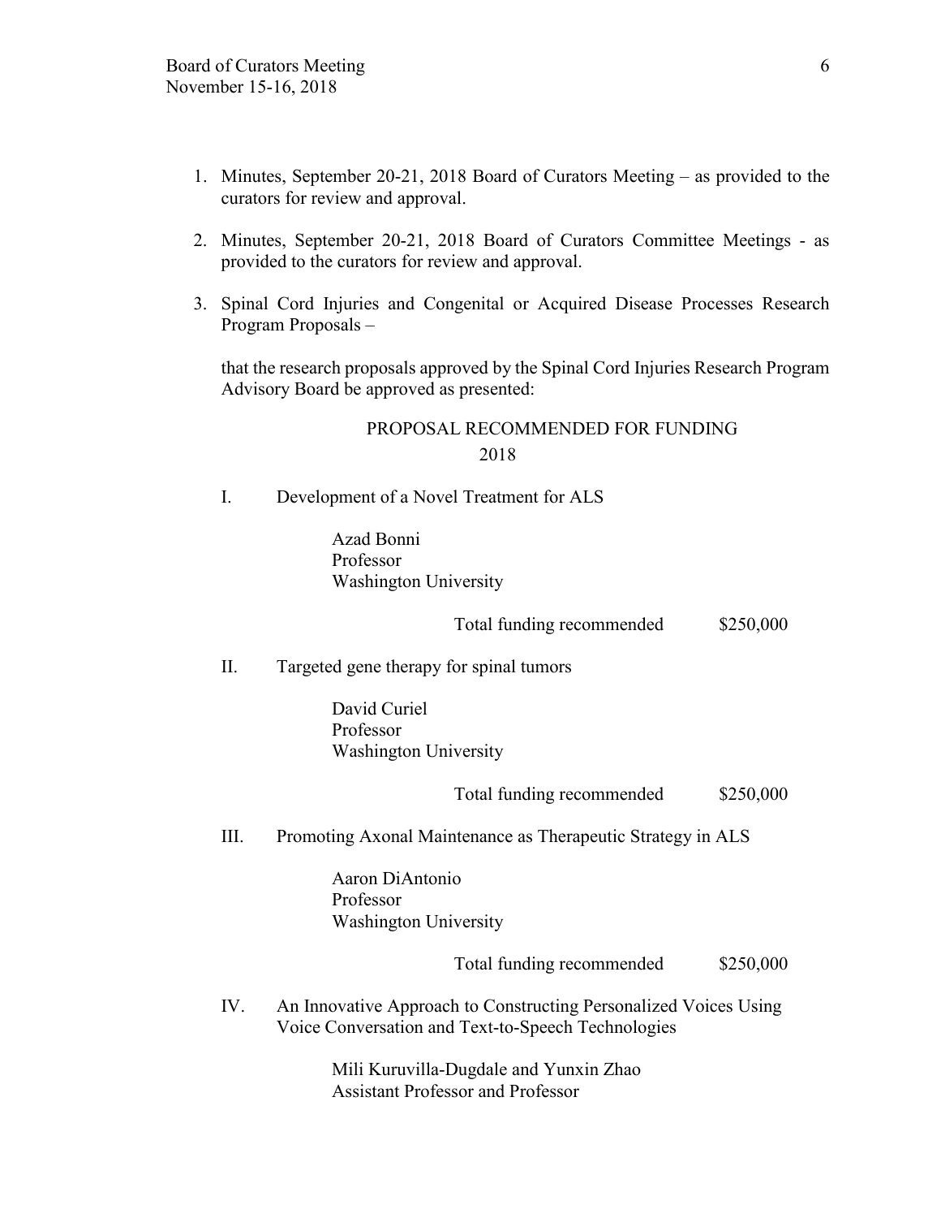1. Minutes, September 20-21, 2018 Board of Curators Meeting – as provided to the curators for review and approval.

2. Minutes, September 20-21, 2018 Board of Curators Committee Meetings - as provided to the curators for review and approval.

3. Spinal Cord Injuries and Congenital or Acquired Disease Processes Research Program Proposals –

   that the research proposals approved by the Spinal Cord Injuries Research Program Advisory Board be approved as presented:

PROPOSAL RECOMMENDED FOR FUNDING
2018

I. Development of a Novel Treatment for ALS

   Azad Bonni
   Professor
   Washington University

   Total funding recommended $250,000

II. Targeted gene therapy for spinal tumors

   David Curiel
   Professor
   Washington University

   Total funding recommended $250,000

III. Promoting Axonal Maintenance as Therapeutic Strategy in ALS

   Aaron DiAntonio
   Professor
   Washington University

   Total funding recommended $250,000

IV. An Innovative Approach to Constructing Personalized Voices Using Voice Conversation and Text-to-Speech Technologies

   Mili Kuruvilla-Dugdale and Yunxin Zhao
   Assistant Professor and Professor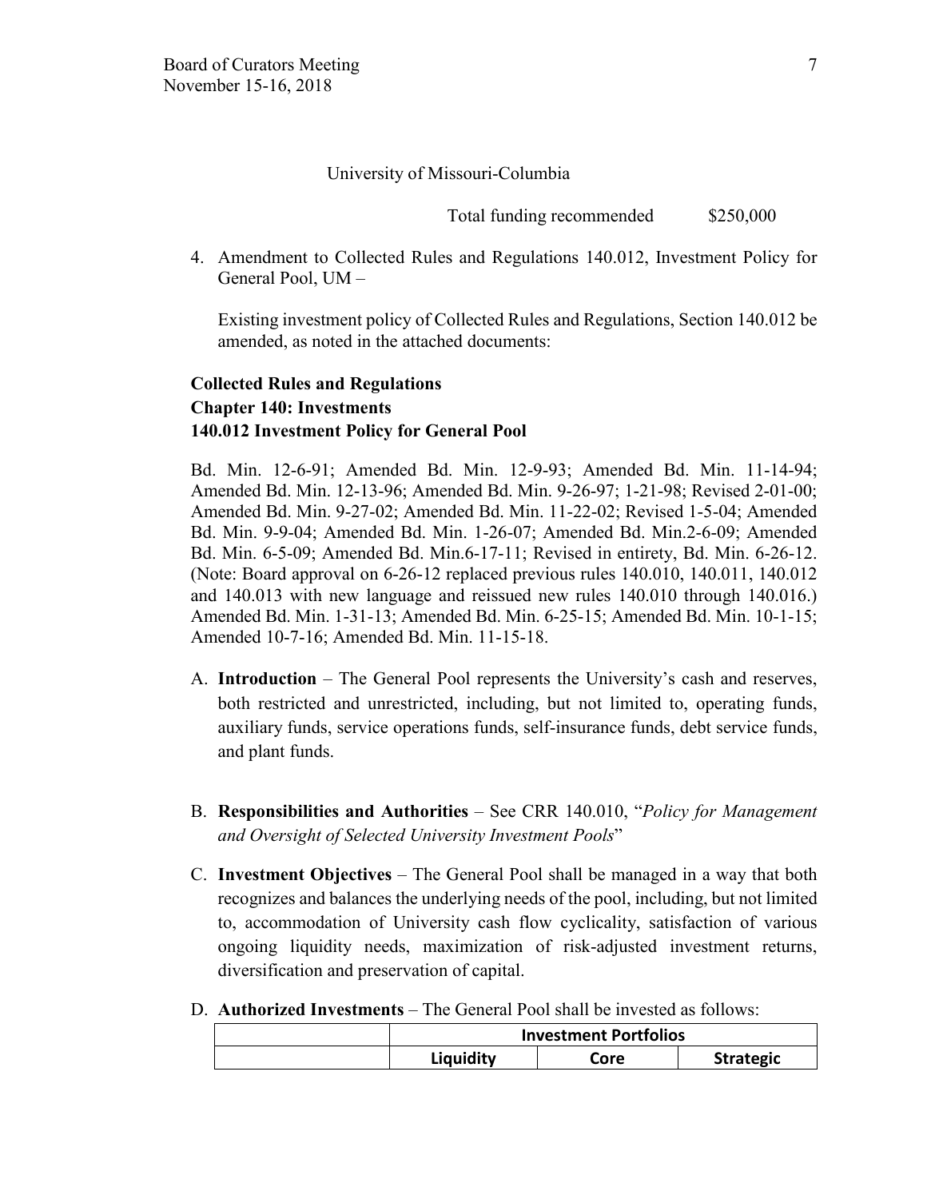University of Missouri-Columbia

Total funding recommended $250,000

4. Amendment to Collected Rules and Regulations 140.012, Investment Policy for General Pool, UM –

   Existing investment policy of Collected Rules and Regulations, Section 140.012 be amended, as noted in the attached documents:

**Collected Rules and Regulations**
**Chapter 140: Investments**
**140.012 Investment Policy for General Pool**

Bd. Min. 12-6-91; Amended Bd. Min. 12-9-93; Amended Bd. Min. 11-14-94; Amended Bd. Min. 12-13-96; Amended Bd. Min. 9-26-97; 1-21-98; Revised 2-01-00; Amended Bd. Min. 9-27-02; Amended Bd. Min. 11-22-02; Revised 1-5-04; Amended Bd. Min. 9-9-04; Amended Bd. Min. 1-26-07; Amended Bd. Min.2-6-09; Amended Bd. Min. 6-5-09; Amended Bd. Min.6-17-11; Revised in entirety, Bd. Min. 6-26-12. (Note: Board approval on 6-26-12 replaced previous rules 140.010, 140.011, 140.012 and 140.013 with new language and reissued new rules 140.010 through 140.016.) Amended Bd. Min. 1-31-13; Amended Bd. Min. 6-25-15; Amended Bd. Min. 10-1-15; Amended 10-7-16; Amended Bd. Min. 11-15-18.

A. **Introduction** – The General Pool represents the University's cash and reserves, both restricted and unrestricted, including, but not limited to, operating funds, auxiliary funds, service operations funds, self-insurance funds, debt service funds, and plant funds.

B. **Responsibilities and Authorities** – See CRR 140.010, "*Policy for Management and Oversight of Selected University Investment Pools*"

C. **Investment Objectives** – The General Pool shall be managed in a way that both recognizes and balances the underlying needs of the pool, including, but not limited to, accommodation of University cash flow cyclicality, satisfaction of various ongoing liquidity needs, maximization of risk-adjusted investment returns, diversification and preservation of capital.

D. **Authorized Investments** – The General Pool shall be invested as follows:

| | **Investment Portfolios** | | |
|---|---|---|---|
| | **Liquidity** | **Core** | **Strategic** |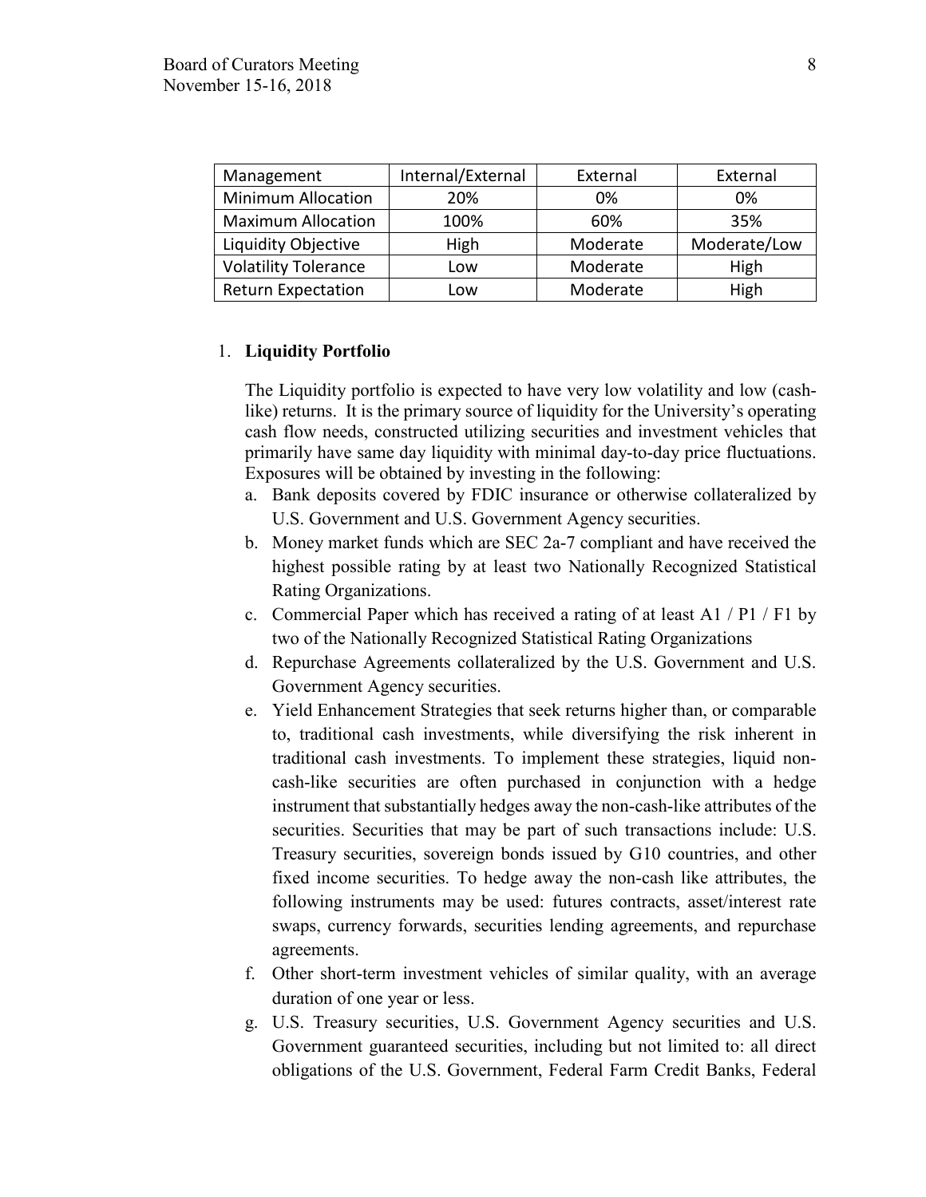| Management | Internal/External | External | External |
| --- | --- | --- | --- |
| Minimum Allocation | 20% | 0% | 0% |
| Maximum Allocation | 100% | 60% | 35% |
| Liquidity Objective | High | Moderate | Moderate/Low |
| Volatility Tolerance | Low | Moderate | High |
| Return Expectation | Low | Moderate | High |

1. **Liquidity Portfolio**

   The Liquidity portfolio is expected to have very low volatility and low (cash-like) returns. It is the primary source of liquidity for the University's operating cash flow needs, constructed utilizing securities and investment vehicles that primarily have same day liquidity with minimal day-to-day price fluctuations. Exposures will be obtained by investing in the following:

   a. Bank deposits covered by FDIC insurance or otherwise collateralized by U.S. Government and U.S. Government Agency securities.
   b. Money market funds which are SEC 2a-7 compliant and have received the highest possible rating by at least two Nationally Recognized Statistical Rating Organizations.
   c. Commercial Paper which has received a rating of at least A1 / P1 / F1 by two of the Nationally Recognized Statistical Rating Organizations
   d. Repurchase Agreements collateralized by the U.S. Government and U.S. Government Agency securities.
   e. Yield Enhancement Strategies that seek returns higher than, or comparable to, traditional cash investments, while diversifying the risk inherent in traditional cash investments. To implement these strategies, liquid non-cash-like securities are often purchased in conjunction with a hedge instrument that substantially hedges away the non-cash-like attributes of the securities. Securities that may be part of such transactions include: U.S. Treasury securities, sovereign bonds issued by G10 countries, and other fixed income securities. To hedge away the non-cash like attributes, the following instruments may be used: futures contracts, asset/interest rate swaps, currency forwards, securities lending agreements, and repurchase agreements.
   f. Other short-term investment vehicles of similar quality, with an average duration of one year or less.
   g. U.S. Treasury securities, U.S. Government Agency securities and U.S. Government guaranteed securities, including but not limited to: all direct obligations of the U.S. Government, Federal Farm Credit Banks, Federal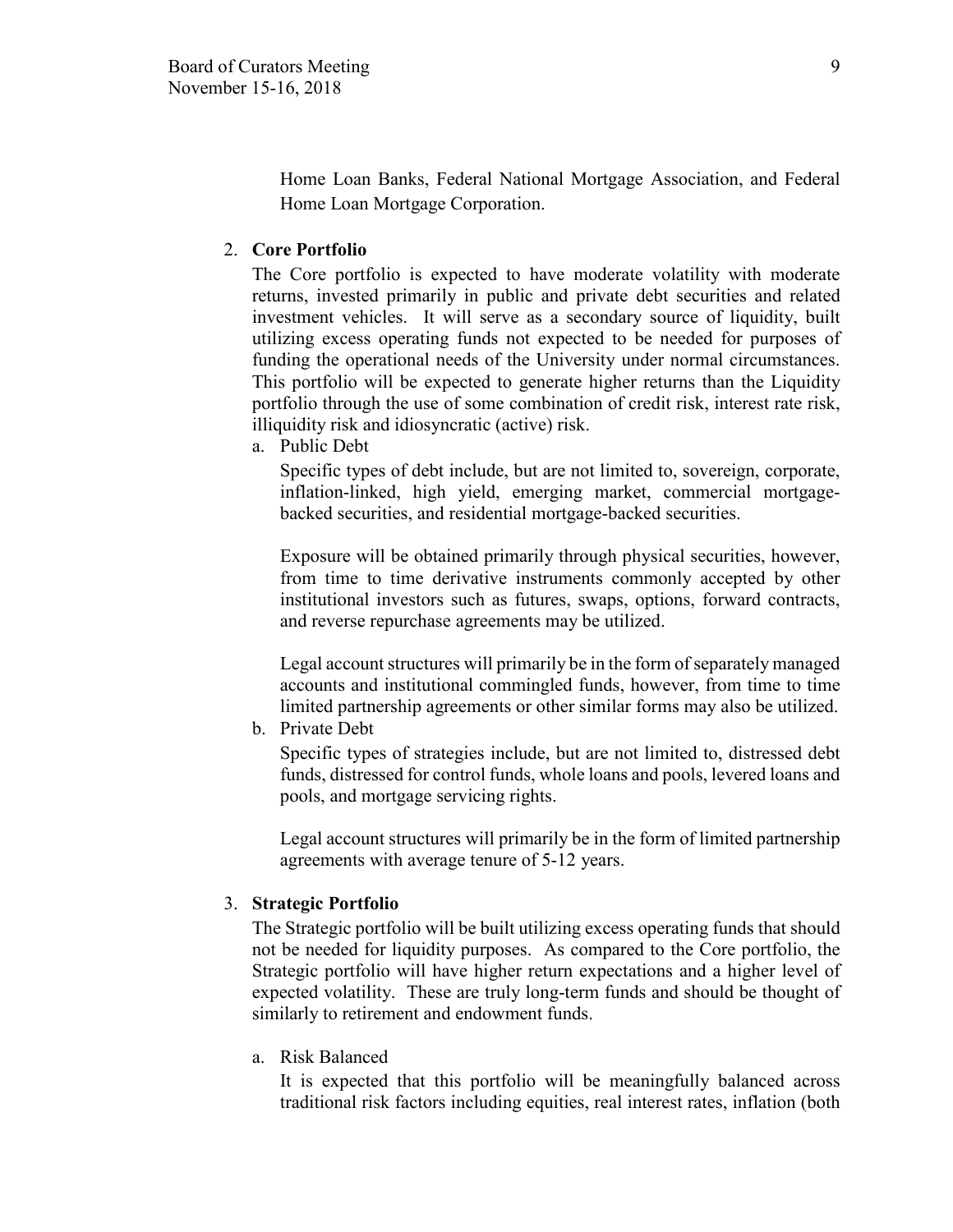Home Loan Banks, Federal National Mortgage Association, and Federal Home Loan Mortgage Corporation.

2. **Core Portfolio**

   The Core portfolio is expected to have moderate volatility with moderate returns, invested primarily in public and private debt securities and related investment vehicles. It will serve as a secondary source of liquidity, built utilizing excess operating funds not expected to be needed for purposes of funding the operational needs of the University under normal circumstances. This portfolio will be expected to generate higher returns than the Liquidity portfolio through the use of some combination of credit risk, interest rate risk, illiquidity risk and idiosyncratic (active) risk.

   a. Public Debt

      Specific types of debt include, but are not limited to, sovereign, corporate, inflation-linked, high yield, emerging market, commercial mortgage-backed securities, and residential mortgage-backed securities.

      Exposure will be obtained primarily through physical securities, however, from time to time derivative instruments commonly accepted by other institutional investors such as futures, swaps, options, forward contracts, and reverse repurchase agreements may be utilized.

      Legal account structures will primarily be in the form of separately managed accounts and institutional commingled funds, however, from time to time limited partnership agreements or other similar forms may also be utilized.

   b. Private Debt

      Specific types of strategies include, but are not limited to, distressed debt funds, distressed for control funds, whole loans and pools, levered loans and pools, and mortgage servicing rights.

      Legal account structures will primarily be in the form of limited partnership agreements with average tenure of 5-12 years.

3. **Strategic Portfolio**

   The Strategic portfolio will be built utilizing excess operating funds that should not be needed for liquidity purposes. As compared to the Core portfolio, the Strategic portfolio will have higher return expectations and a higher level of expected volatility. These are truly long-term funds and should be thought of similarly to retirement and endowment funds.

   a. Risk Balanced

      It is expected that this portfolio will be meaningfully balanced across traditional risk factors including equities, real interest rates, inflation (both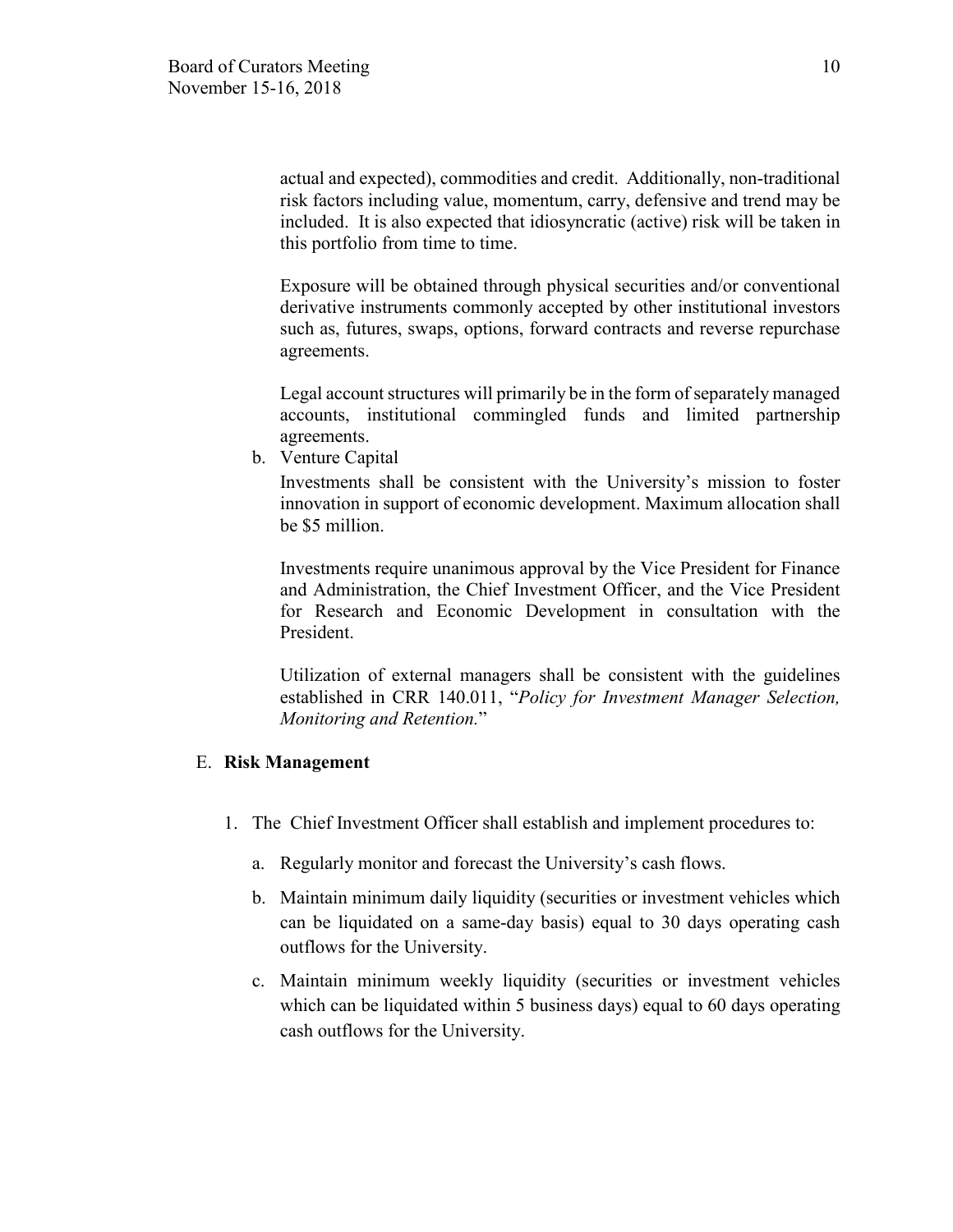actual and expected), commodities and credit. Additionally, non-traditional risk factors including value, momentum, carry, defensive and trend may be included. It is also expected that idiosyncratic (active) risk will be taken in this portfolio from time to time.

Exposure will be obtained through physical securities and/or conventional derivative instruments commonly accepted by other institutional investors such as, futures, swaps, options, forward contracts and reverse repurchase agreements.

Legal account structures will primarily be in the form of separately managed accounts, institutional commingled funds and limited partnership agreements.

b. Venture Capital

Investments shall be consistent with the University's mission to foster innovation in support of economic development. Maximum allocation shall be $5 million.

Investments require unanimous approval by the Vice President for Finance and Administration, the Chief Investment Officer, and the Vice President for Research and Economic Development in consultation with the President.

Utilization of external managers shall be consistent with the guidelines established in CRR 140.011, "*Policy for Investment Manager Selection, Monitoring and Retention.*"

E. **Risk Management**

1. The Chief Investment Officer shall establish and implement procedures to:

   a. Regularly monitor and forecast the University's cash flows.

   b. Maintain minimum daily liquidity (securities or investment vehicles which can be liquidated on a same-day basis) equal to 30 days operating cash outflows for the University.

   c. Maintain minimum weekly liquidity (securities or investment vehicles which can be liquidated within 5 business days) equal to 60 days operating cash outflows for the University.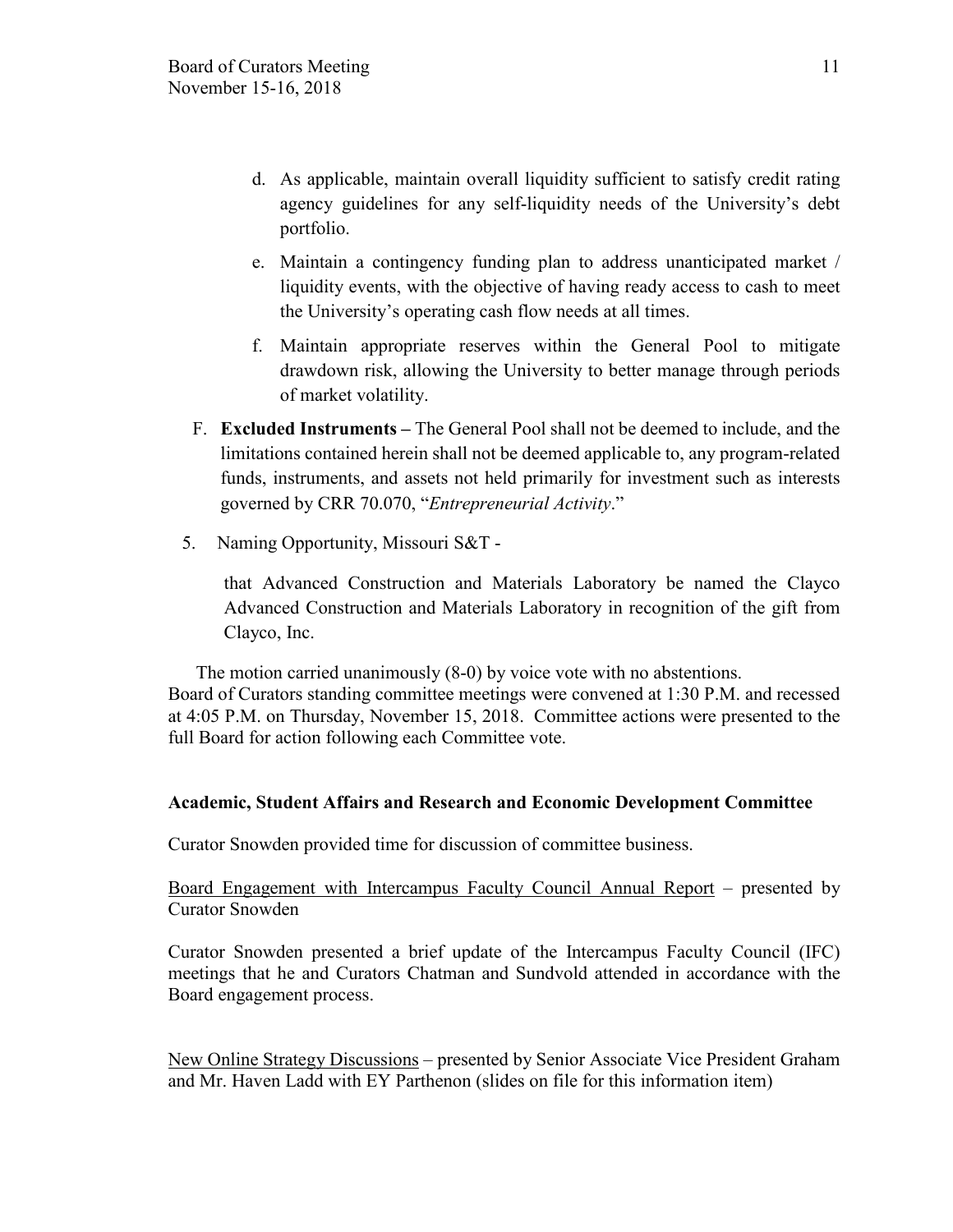d. As applicable, maintain overall liquidity sufficient to satisfy credit rating agency guidelines for any self-liquidity needs of the University's debt portfolio.

e. Maintain a contingency funding plan to address unanticipated market / liquidity events, with the objective of having ready access to cash to meet the University's operating cash flow needs at all times.

f. Maintain appropriate reserves within the General Pool to mitigate drawdown risk, allowing the University to better manage through periods of market volatility.

F. **Excluded Instruments –** The General Pool shall not be deemed to include, and the limitations contained herein shall not be deemed applicable to, any program-related funds, instruments, and assets not held primarily for investment such as interests governed by CRR 70.070, "*Entrepreneurial Activity*."

5. Naming Opportunity, Missouri S&T -

that Advanced Construction and Materials Laboratory be named the Clayco Advanced Construction and Materials Laboratory in recognition of the gift from Clayco, Inc.

The motion carried unanimously (8-0) by voice vote with no abstentions.

Board of Curators standing committee meetings were convened at 1:30 P.M. and recessed at 4:05 P.M. on Thursday, November 15, 2018. Committee actions were presented to the full Board for action following each Committee vote.

**Academic, Student Affairs and Research and Economic Development Committee**

Curator Snowden provided time for discussion of committee business.

Board Engagement with Intercampus Faculty Council Annual Report – presented by Curator Snowden

Curator Snowden presented a brief update of the Intercampus Faculty Council (IFC) meetings that he and Curators Chatman and Sundvold attended in accordance with the Board engagement process.

New Online Strategy Discussions – presented by Senior Associate Vice President Graham and Mr. Haven Ladd with EY Parthenon (slides on file for this information item)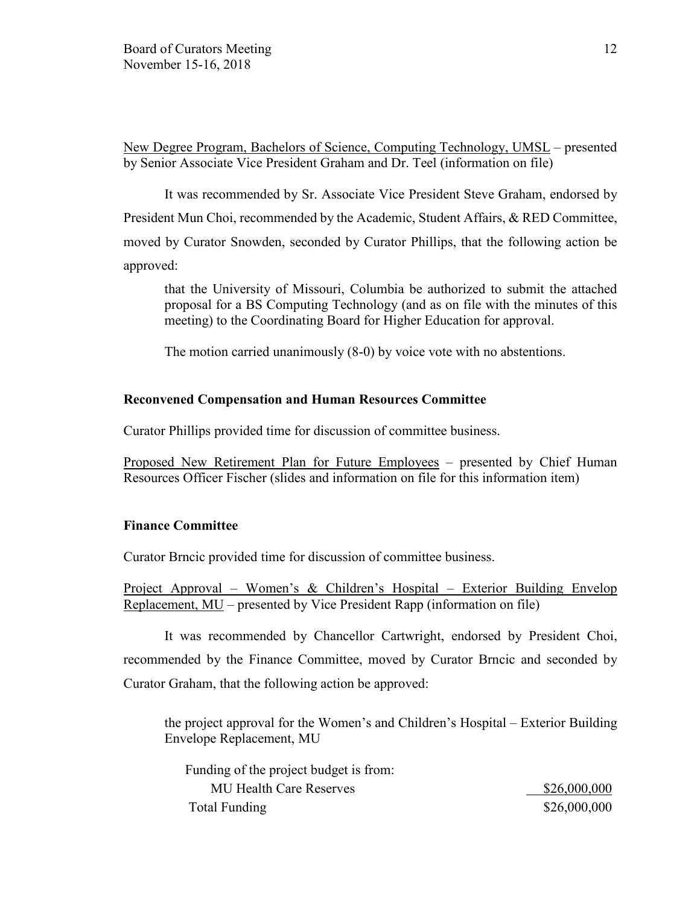New Degree Program, Bachelors of Science, Computing Technology, UMSL – presented by Senior Associate Vice President Graham and Dr. Teel (information on file)

It was recommended by Sr. Associate Vice President Steve Graham, endorsed by President Mun Choi, recommended by the Academic, Student Affairs, & RED Committee, moved by Curator Snowden, seconded by Curator Phillips, that the following action be approved:

> that the University of Missouri, Columbia be authorized to submit the attached proposal for a BS Computing Technology (and as on file with the minutes of this meeting) to the Coordinating Board for Higher Education for approval.
>
> The motion carried unanimously (8-0) by voice vote with no abstentions.

**Reconvened Compensation and Human Resources Committee**

Curator Phillips provided time for discussion of committee business.

Proposed New Retirement Plan for Future Employees – presented by Chief Human Resources Officer Fischer (slides and information on file for this information item)

**Finance Committee**

Curator Brncic provided time for discussion of committee business.

Project Approval – Women's & Children's Hospital – Exterior Building Envelop Replacement, MU – presented by Vice President Rapp (information on file)

It was recommended by Chancellor Cartwright, endorsed by President Choi, recommended by the Finance Committee, moved by Curator Brncic and seconded by Curator Graham, that the following action be approved:

> the project approval for the Women's and Children's Hospital – Exterior Building Envelope Replacement, MU

| Funding of the project budget is from: | |
|---|---|
| MU Health Care Reserves | $26,000,000 |
| Total Funding | $26,000,000 |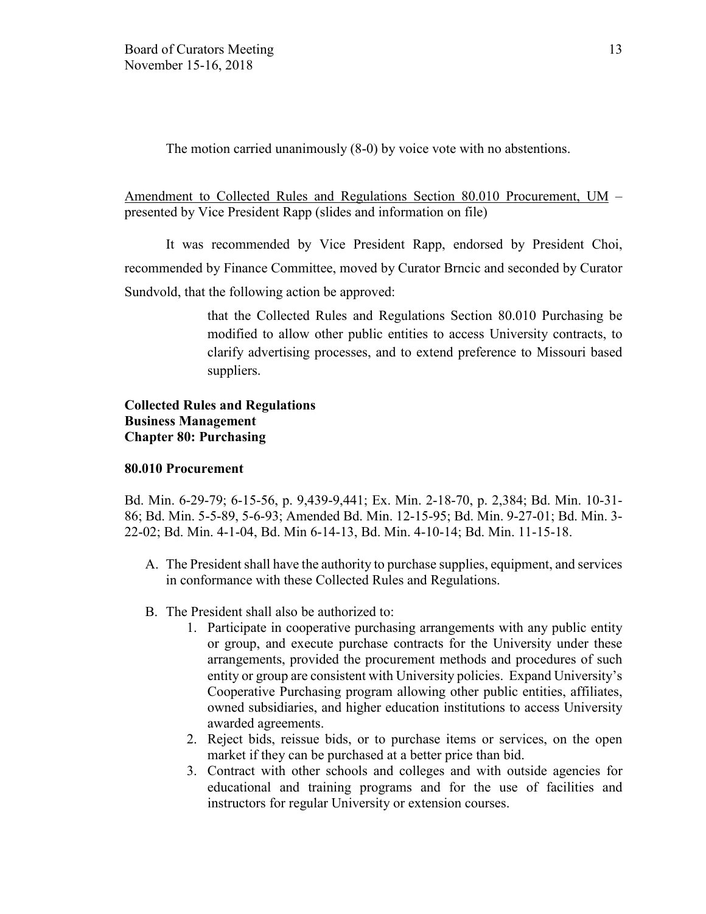The motion carried unanimously (8-0) by voice vote with no abstentions.

Amendment to Collected Rules and Regulations Section 80.010 Procurement, UM – presented by Vice President Rapp (slides and information on file)

It was recommended by Vice President Rapp, endorsed by President Choi, recommended by Finance Committee, moved by Curator Brncic and seconded by Curator Sundvold, that the following action be approved:

> that the Collected Rules and Regulations Section 80.010 Purchasing be modified to allow other public entities to access University contracts, to clarify advertising processes, and to extend preference to Missouri based suppliers.

**Collected Rules and Regulations**
**Business Management**
**Chapter 80: Purchasing**

**80.010 Procurement**

Bd. Min. 6-29-79; 6-15-56, p. 9,439-9,441; Ex. Min. 2-18-70, p. 2,384; Bd. Min. 10-31-86; Bd. Min. 5-5-89, 5-6-93; Amended Bd. Min. 12-15-95; Bd. Min. 9-27-01; Bd. Min. 3-22-02; Bd. Min. 4-1-04, Bd. Min 6-14-13, Bd. Min. 4-10-14; Bd. Min. 11-15-18.

A. The President shall have the authority to purchase supplies, equipment, and services in conformance with these Collected Rules and Regulations.

B. The President shall also be authorized to:
   1. Participate in cooperative purchasing arrangements with any public entity or group, and execute purchase contracts for the University under these arrangements, provided the procurement methods and procedures of such entity or group are consistent with University policies. Expand University's Cooperative Purchasing program allowing other public entities, affiliates, owned subsidiaries, and higher education institutions to access University awarded agreements.
   2. Reject bids, reissue bids, or to purchase items or services, on the open market if they can be purchased at a better price than bid.
   3. Contract with other schools and colleges and with outside agencies for educational and training programs and for the use of facilities and instructors for regular University or extension courses.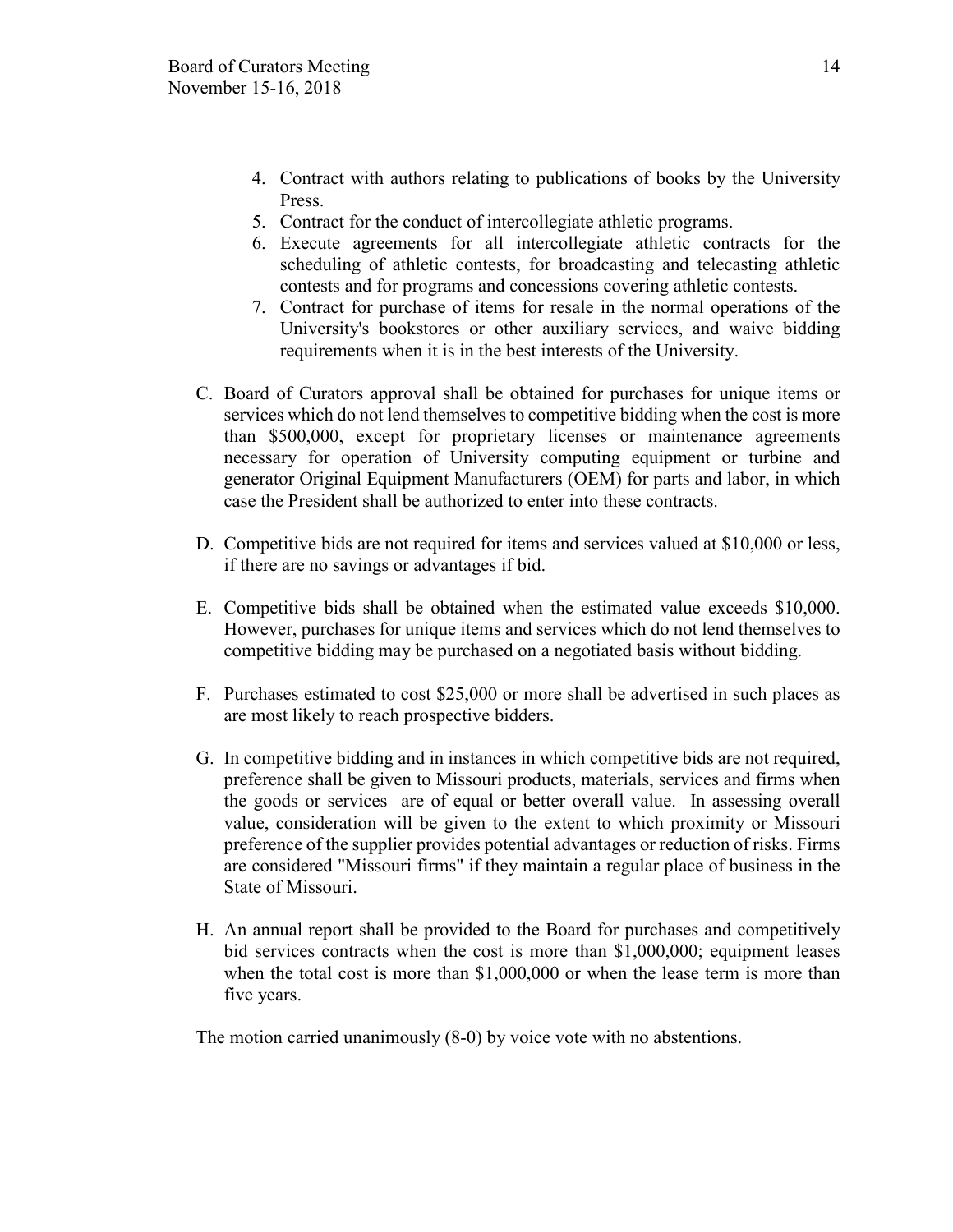4. Contract with authors relating to publications of books by the University Press.
5. Contract for the conduct of intercollegiate athletic programs.
6. Execute agreements for all intercollegiate athletic contracts for the scheduling of athletic contests, for broadcasting and telecasting athletic contests and for programs and concessions covering athletic contests.
7. Contract for purchase of items for resale in the normal operations of the University's bookstores or other auxiliary services, and waive bidding requirements when it is in the best interests of the University.

C. Board of Curators approval shall be obtained for purchases for unique items or services which do not lend themselves to competitive bidding when the cost is more than $500,000, except for proprietary licenses or maintenance agreements necessary for operation of University computing equipment or turbine and generator Original Equipment Manufacturers (OEM) for parts and labor, in which case the President shall be authorized to enter into these contracts.

D. Competitive bids are not required for items and services valued at $10,000 or less, if there are no savings or advantages if bid.

E. Competitive bids shall be obtained when the estimated value exceeds $10,000. However, purchases for unique items and services which do not lend themselves to competitive bidding may be purchased on a negotiated basis without bidding.

F. Purchases estimated to cost $25,000 or more shall be advertised in such places as are most likely to reach prospective bidders.

G. In competitive bidding and in instances in which competitive bids are not required, preference shall be given to Missouri products, materials, services and firms when the goods or services are of equal or better overall value. In assessing overall value, consideration will be given to the extent to which proximity or Missouri preference of the supplier provides potential advantages or reduction of risks. Firms are considered "Missouri firms" if they maintain a regular place of business in the State of Missouri.

H. An annual report shall be provided to the Board for purchases and competitively bid services contracts when the cost is more than $1,000,000; equipment leases when the total cost is more than $1,000,000 or when the lease term is more than five years.

The motion carried unanimously (8-0) by voice vote with no abstentions.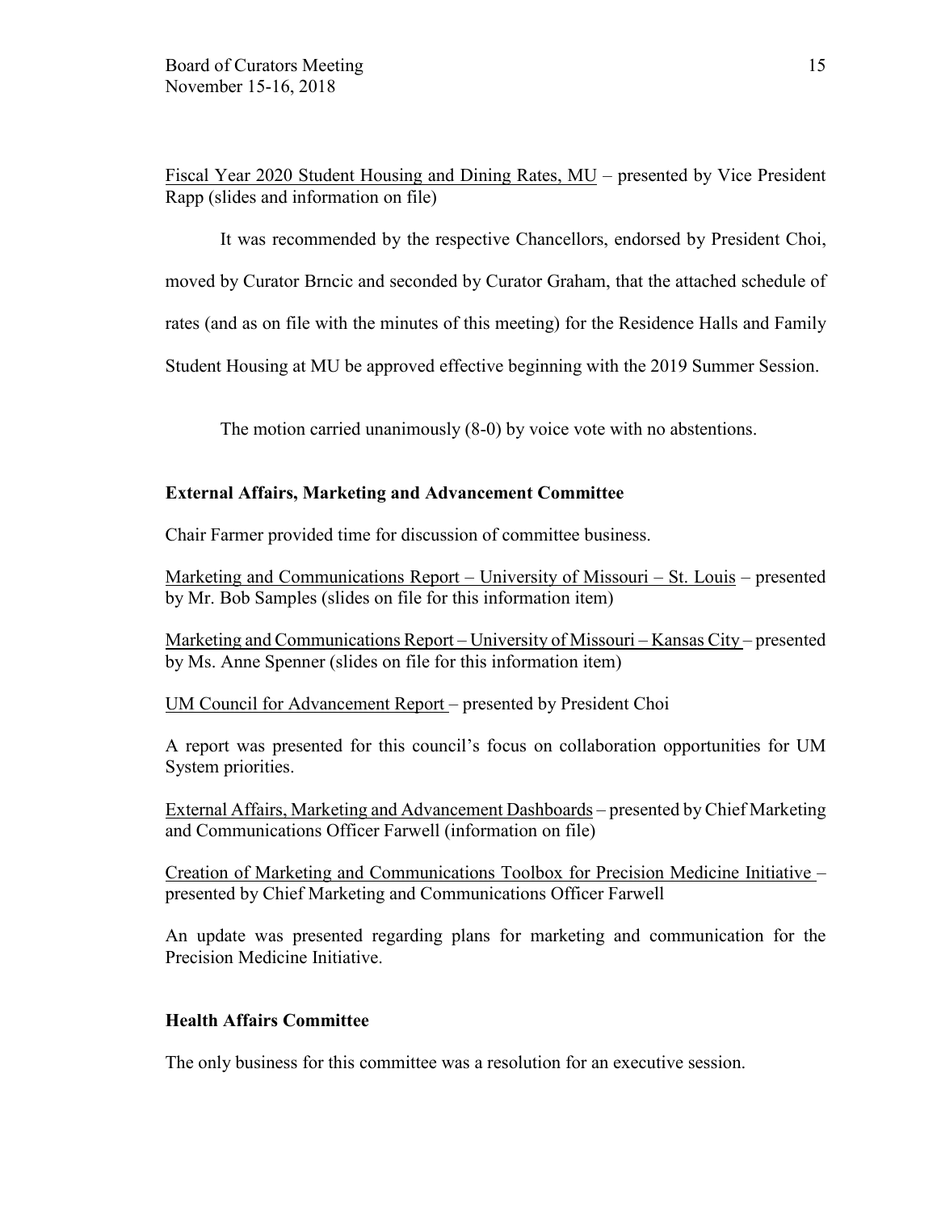Fiscal Year 2020 Student Housing and Dining Rates, MU – presented by Vice President Rapp (slides and information on file)

It was recommended by the respective Chancellors, endorsed by President Choi, moved by Curator Brncic and seconded by Curator Graham, that the attached schedule of rates (and as on file with the minutes of this meeting) for the Residence Halls and Family Student Housing at MU be approved effective beginning with the 2019 Summer Session.

The motion carried unanimously (8-0) by voice vote with no abstentions.

**External Affairs, Marketing and Advancement Committee**

Chair Farmer provided time for discussion of committee business.

Marketing and Communications Report – University of Missouri – St. Louis – presented by Mr. Bob Samples (slides on file for this information item)

Marketing and Communications Report – University of Missouri – Kansas City – presented by Ms. Anne Spenner (slides on file for this information item)

UM Council for Advancement Report – presented by President Choi

A report was presented for this council's focus on collaboration opportunities for UM System priorities.

External Affairs, Marketing and Advancement Dashboards – presented by Chief Marketing and Communications Officer Farwell (information on file)

Creation of Marketing and Communications Toolbox for Precision Medicine Initiative – presented by Chief Marketing and Communications Officer Farwell

An update was presented regarding plans for marketing and communication for the Precision Medicine Initiative.

**Health Affairs Committee**

The only business for this committee was a resolution for an executive session.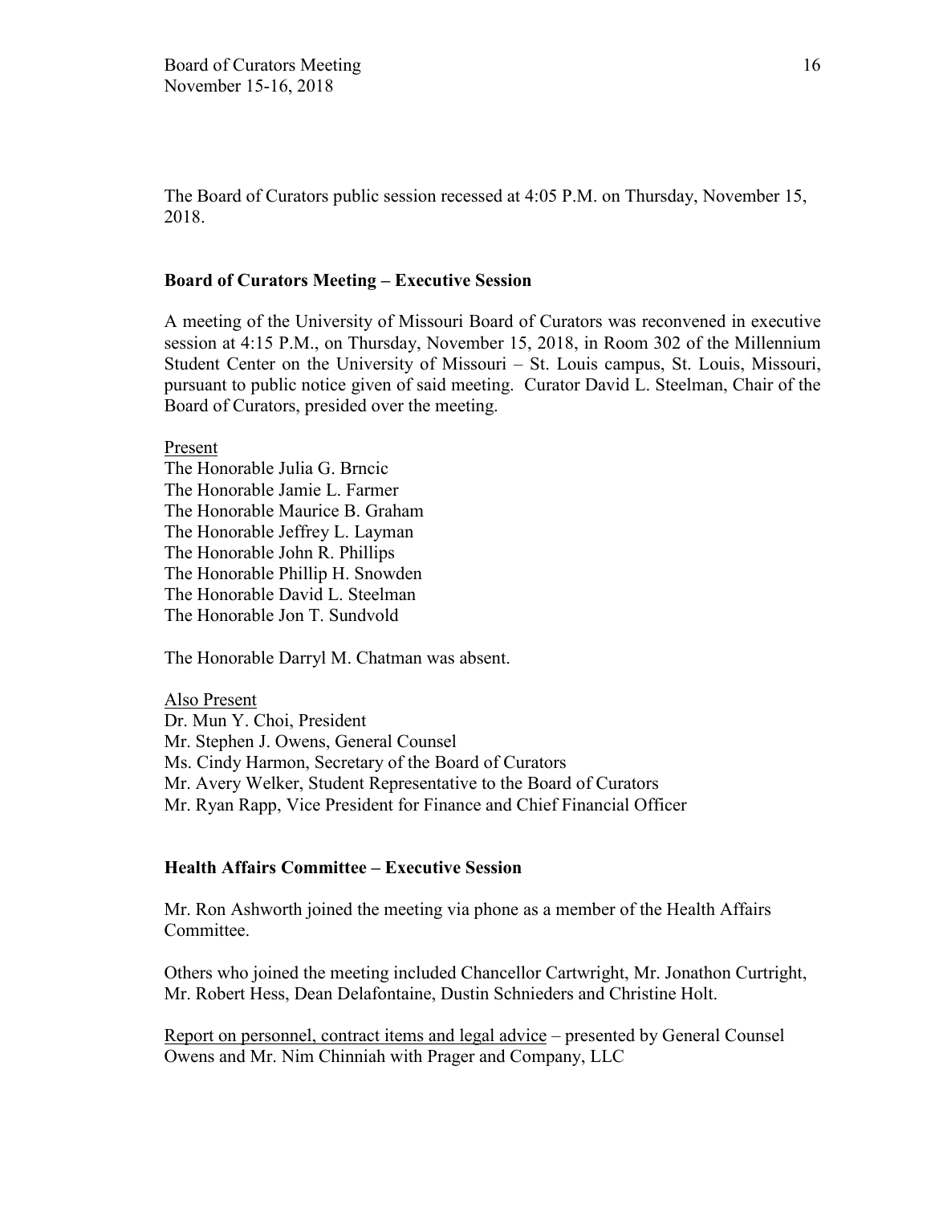The Board of Curators public session recessed at 4:05 P.M. on Thursday, November 15, 2018.

**Board of Curators Meeting – Executive Session**

A meeting of the University of Missouri Board of Curators was reconvened in executive session at 4:15 P.M., on Thursday, November 15, 2018, in Room 302 of the Millennium Student Center on the University of Missouri – St. Louis campus, St. Louis, Missouri, pursuant to public notice given of said meeting. Curator David L. Steelman, Chair of the Board of Curators, presided over the meeting.

Present
The Honorable Julia G. Brncic
The Honorable Jamie L. Farmer
The Honorable Maurice B. Graham
The Honorable Jeffrey L. Layman
The Honorable John R. Phillips
The Honorable Phillip H. Snowden
The Honorable David L. Steelman
The Honorable Jon T. Sundvold

The Honorable Darryl M. Chatman was absent.

Also Present
Dr. Mun Y. Choi, President
Mr. Stephen J. Owens, General Counsel
Ms. Cindy Harmon, Secretary of the Board of Curators
Mr. Avery Welker, Student Representative to the Board of Curators
Mr. Ryan Rapp, Vice President for Finance and Chief Financial Officer

**Health Affairs Committee – Executive Session**

Mr. Ron Ashworth joined the meeting via phone as a member of the Health Affairs Committee.

Others who joined the meeting included Chancellor Cartwright, Mr. Jonathon Curtright, Mr. Robert Hess, Dean Delafontaine, Dustin Schnieders and Christine Holt.

Report on personnel, contract items and legal advice – presented by General Counsel Owens and Mr. Nim Chinniah with Prager and Company, LLC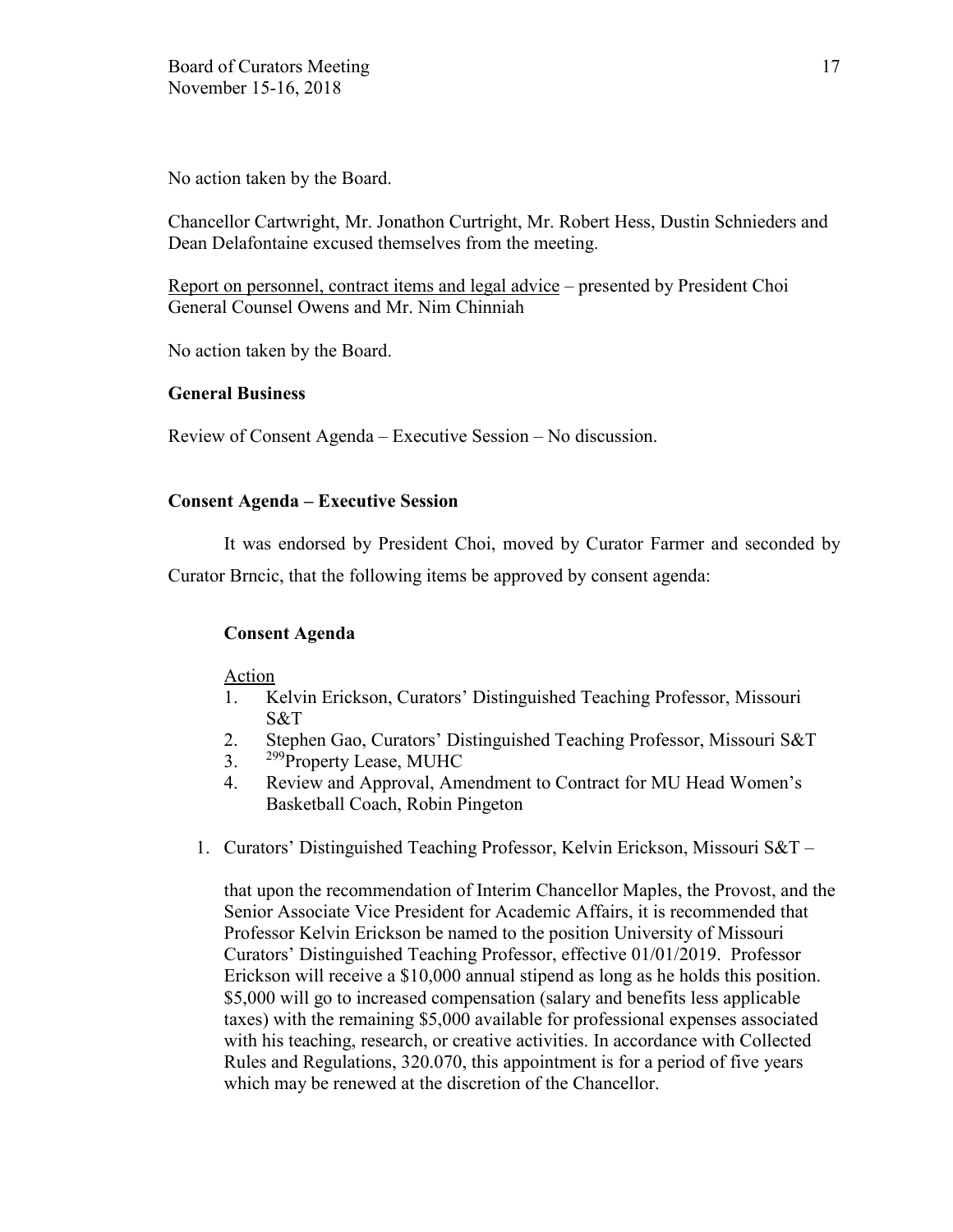No action taken by the Board.

Chancellor Cartwright, Mr. Jonathon Curtright, Mr. Robert Hess, Dustin Schnieders and Dean Delafontaine excused themselves from the meeting.

Report on personnel, contract items and legal advice – presented by President Choi General Counsel Owens and Mr. Nim Chinniah

No action taken by the Board.

**General Business**

Review of Consent Agenda – Executive Session – No discussion.

**Consent Agenda – Executive Session**

It was endorsed by President Choi, moved by Curator Farmer and seconded by Curator Brncic, that the following items be approved by consent agenda:

**Consent Agenda**

Action

1. Kelvin Erickson, Curators' Distinguished Teaching Professor, Missouri S&T
2. Stephen Gao, Curators' Distinguished Teaching Professor, Missouri S&T
3. [299]Property Lease, MUHC
4. Review and Approval, Amendment to Contract for MU Head Women's Basketball Coach, Robin Pingeton

1. Curators' Distinguished Teaching Professor, Kelvin Erickson, Missouri S&T –

   that upon the recommendation of Interim Chancellor Maples, the Provost, and the Senior Associate Vice President for Academic Affairs, it is recommended that Professor Kelvin Erickson be named to the position University of Missouri Curators' Distinguished Teaching Professor, effective 01/01/2019. Professor Erickson will receive a $10,000 annual stipend as long as he holds this position. $5,000 will go to increased compensation (salary and benefits less applicable taxes) with the remaining $5,000 available for professional expenses associated with his teaching, research, or creative activities. In accordance with Collected Rules and Regulations, 320.070, this appointment is for a period of five years which may be renewed at the discretion of the Chancellor.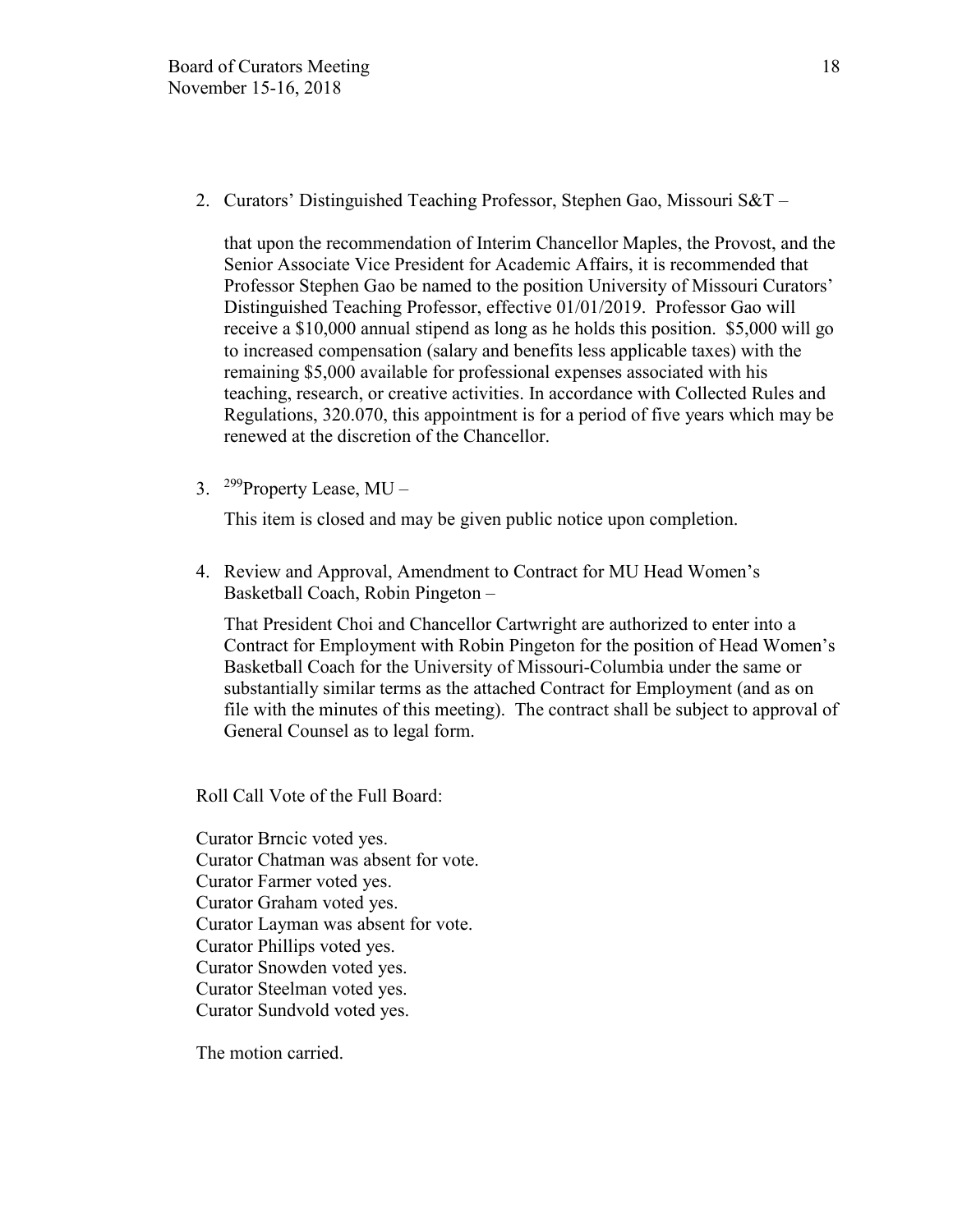2. Curators' Distinguished Teaching Professor, Stephen Gao, Missouri S&T –

   that upon the recommendation of Interim Chancellor Maples, the Provost, and the Senior Associate Vice President for Academic Affairs, it is recommended that Professor Stephen Gao be named to the position University of Missouri Curators' Distinguished Teaching Professor, effective 01/01/2019. Professor Gao will receive a $10,000 annual stipend as long as he holds this position. $5,000 will go to increased compensation (salary and benefits less applicable taxes) with the remaining $5,000 available for professional expenses associated with his teaching, research, or creative activities. In accordance with Collected Rules and Regulations, 320.070, this appointment is for a period of five years which may be renewed at the discretion of the Chancellor.

3. [299]Property Lease, MU –

   This item is closed and may be given public notice upon completion.

4. Review and Approval, Amendment to Contract for MU Head Women's Basketball Coach, Robin Pingeton –

   That President Choi and Chancellor Cartwright are authorized to enter into a Contract for Employment with Robin Pingeton for the position of Head Women's Basketball Coach for the University of Missouri-Columbia under the same or substantially similar terms as the attached Contract for Employment (and as on file with the minutes of this meeting). The contract shall be subject to approval of General Counsel as to legal form.

Roll Call Vote of the Full Board:

Curator Brncic voted yes.
Curator Chatman was absent for vote.
Curator Farmer voted yes.
Curator Graham voted yes.
Curator Layman was absent for vote.
Curator Phillips voted yes.
Curator Snowden voted yes.
Curator Steelman voted yes.
Curator Sundvold voted yes.

The motion carried.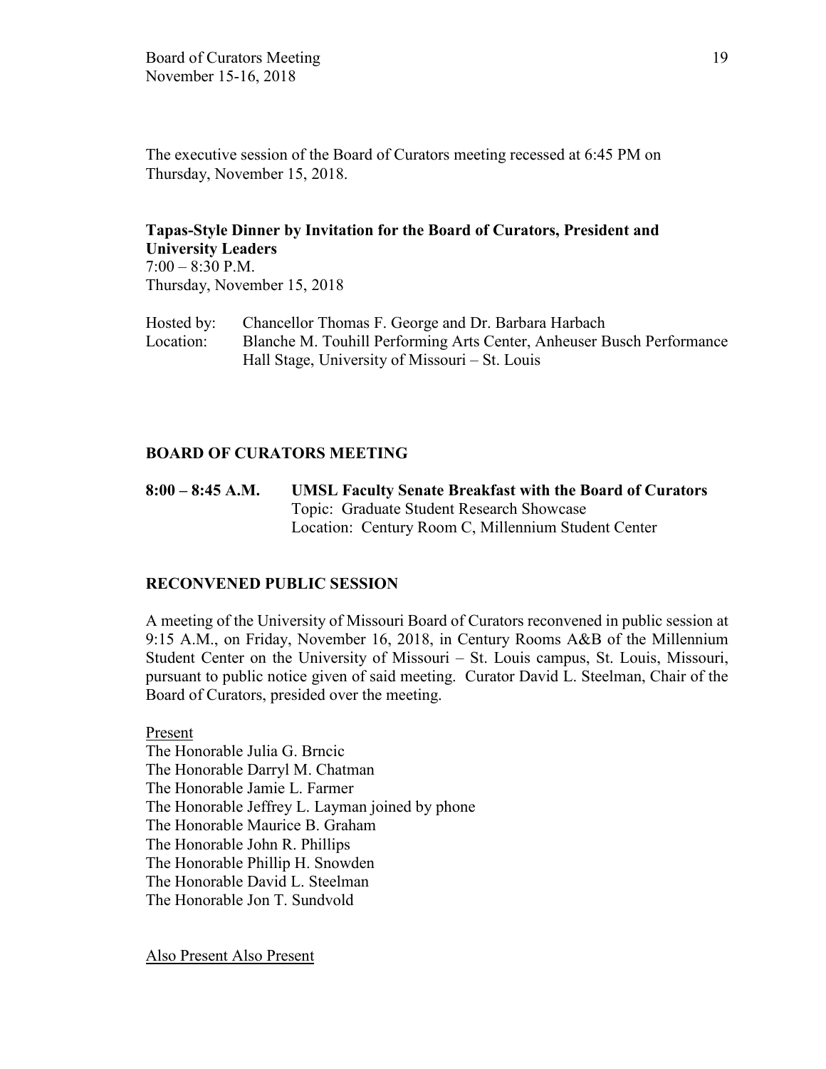The executive session of the Board of Curators meeting recessed at 6:45 PM on Thursday, November 15, 2018.

**Tapas-Style Dinner by Invitation for the Board of Curators, President and University Leaders**
7:00 – 8:30 P.M.
Thursday, November 15, 2018

Hosted by: Chancellor Thomas F. George and Dr. Barbara Harbach
Location: Blanche M. Touhill Performing Arts Center, Anheuser Busch Performance Hall Stage, University of Missouri – St. Louis

**BOARD OF CURATORS MEETING**

**8:00 – 8:45 A.M. UMSL Faculty Senate Breakfast with the Board of Curators**
Topic: Graduate Student Research Showcase
Location: Century Room C, Millennium Student Center

**RECONVENED PUBLIC SESSION**

A meeting of the University of Missouri Board of Curators reconvened in public session at 9:15 A.M., on Friday, November 16, 2018, in Century Rooms A&B of the Millennium Student Center on the University of Missouri – St. Louis campus, St. Louis, Missouri, pursuant to public notice given of said meeting. Curator David L. Steelman, Chair of the Board of Curators, presided over the meeting.

Present
The Honorable Julia G. Brncic
The Honorable Darryl M. Chatman
The Honorable Jamie L. Farmer
The Honorable Jeffrey L. Layman joined by phone
The Honorable Maurice B. Graham
The Honorable John R. Phillips
The Honorable Phillip H. Snowden
The Honorable David L. Steelman
The Honorable Jon T. Sundvold

Also Present Also Present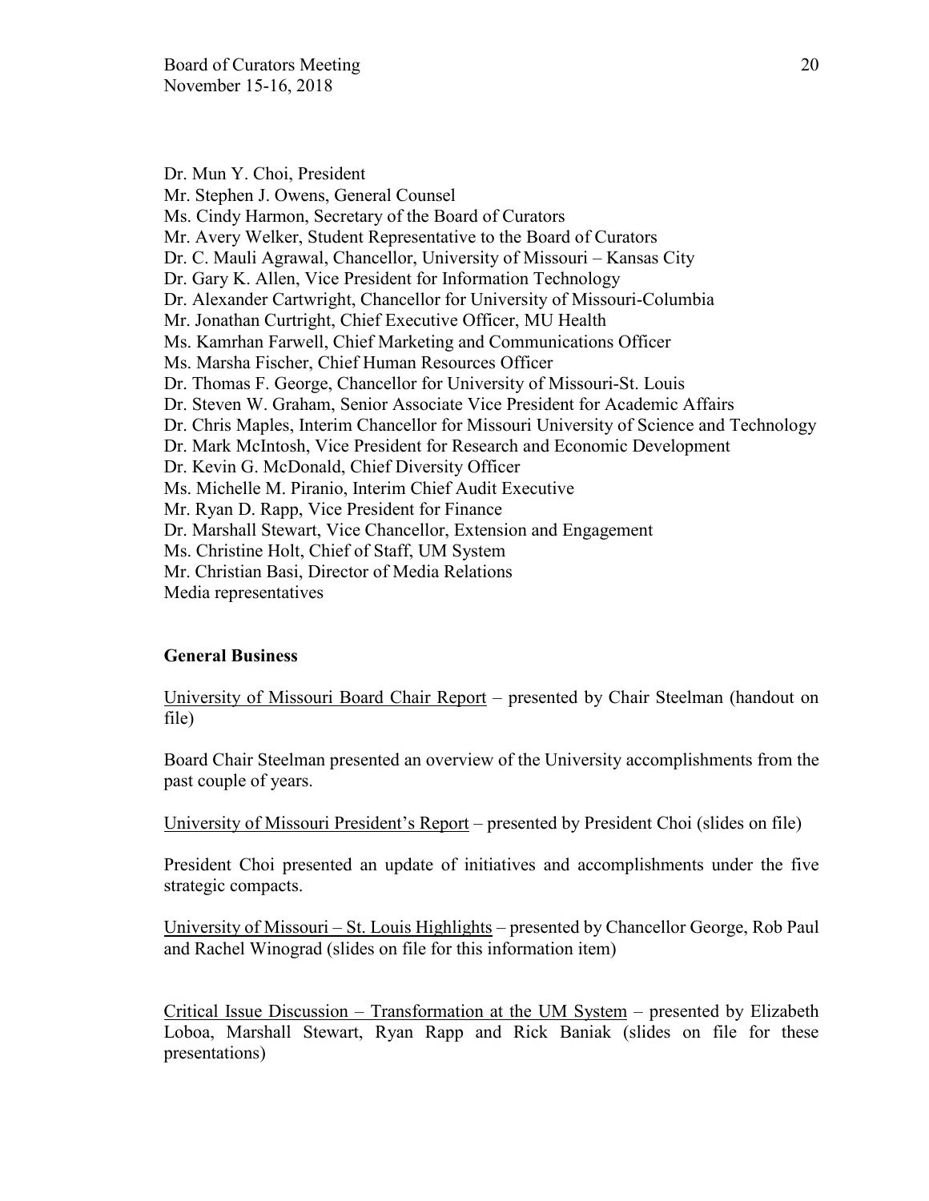Dr. Mun Y. Choi, President
Mr. Stephen J. Owens, General Counsel
Ms. Cindy Harmon, Secretary of the Board of Curators
Mr. Avery Welker, Student Representative to the Board of Curators
Dr. C. Mauli Agrawal, Chancellor, University of Missouri – Kansas City
Dr. Gary K. Allen, Vice President for Information Technology
Dr. Alexander Cartwright, Chancellor for University of Missouri-Columbia
Mr. Jonathan Curtright, Chief Executive Officer, MU Health
Ms. Kamrhan Farwell, Chief Marketing and Communications Officer
Ms. Marsha Fischer, Chief Human Resources Officer
Dr. Thomas F. George, Chancellor for University of Missouri-St. Louis
Dr. Steven W. Graham, Senior Associate Vice President for Academic Affairs
Dr. Chris Maples, Interim Chancellor for Missouri University of Science and Technology
Dr. Mark McIntosh, Vice President for Research and Economic Development
Dr. Kevin G. McDonald, Chief Diversity Officer
Ms. Michelle M. Piranio, Interim Chief Audit Executive
Mr. Ryan D. Rapp, Vice President for Finance
Dr. Marshall Stewart, Vice Chancellor, Extension and Engagement
Ms. Christine Holt, Chief of Staff, UM System
Mr. Christian Basi, Director of Media Relations
Media representatives

**General Business**

University of Missouri Board Chair Report – presented by Chair Steelman (handout on file)

Board Chair Steelman presented an overview of the University accomplishments from the past couple of years.

University of Missouri President's Report – presented by President Choi (slides on file)

President Choi presented an update of initiatives and accomplishments under the five strategic compacts.

University of Missouri – St. Louis Highlights – presented by Chancellor George, Rob Paul and Rachel Winograd (slides on file for this information item)

Critical Issue Discussion – Transformation at the UM System – presented by Elizabeth Loboa, Marshall Stewart, Ryan Rapp and Rick Baniak (slides on file for these presentations)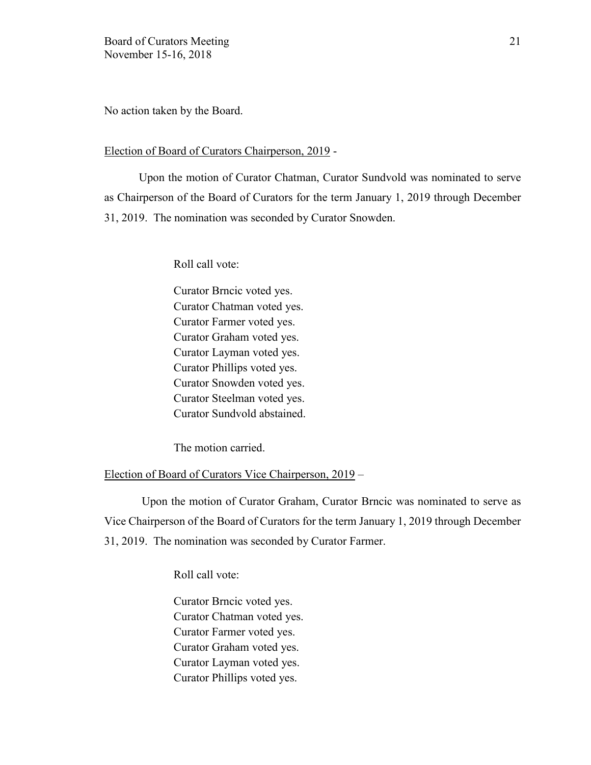No action taken by the Board.

Election of Board of Curators Chairperson, 2019 -

Upon the motion of Curator Chatman, Curator Sundvold was nominated to serve as Chairperson of the Board of Curators for the term January 1, 2019 through December 31, 2019. The nomination was seconded by Curator Snowden.

Roll call vote:

Curator Brncic voted yes.
Curator Chatman voted yes.
Curator Farmer voted yes.
Curator Graham voted yes.
Curator Layman voted yes.
Curator Phillips voted yes.
Curator Snowden voted yes.
Curator Steelman voted yes.
Curator Sundvold abstained.

The motion carried.

Election of Board of Curators Vice Chairperson, 2019 –

Upon the motion of Curator Graham, Curator Brncic was nominated to serve as Vice Chairperson of the Board of Curators for the term January 1, 2019 through December 31, 2019. The nomination was seconded by Curator Farmer.

Roll call vote:

Curator Brncic voted yes.
Curator Chatman voted yes.
Curator Farmer voted yes.
Curator Graham voted yes.
Curator Layman voted yes.
Curator Phillips voted yes.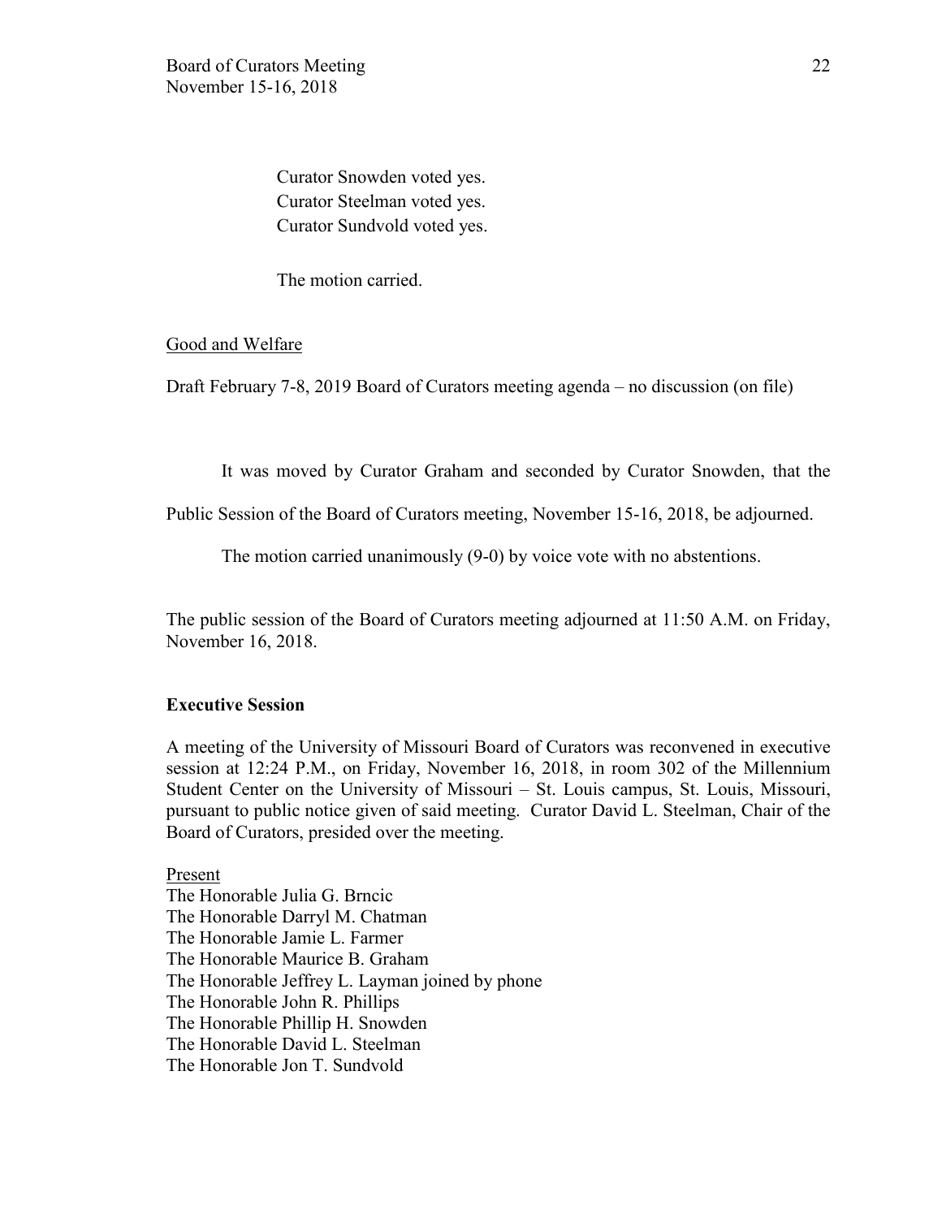Curator Snowden voted yes.
Curator Steelman voted yes.
Curator Sundvold voted yes.

The motion carried.

Good and Welfare

Draft February 7-8, 2019 Board of Curators meeting agenda – no discussion (on file)

It was moved by Curator Graham and seconded by Curator Snowden, that the Public Session of the Board of Curators meeting, November 15-16, 2018, be adjourned.

The motion carried unanimously (9-0) by voice vote with no abstentions.

The public session of the Board of Curators meeting adjourned at 11:50 A.M. on Friday, November 16, 2018.

**Executive Session**

A meeting of the University of Missouri Board of Curators was reconvened in executive session at 12:24 P.M., on Friday, November 16, 2018, in room 302 of the Millennium Student Center on the University of Missouri – St. Louis campus, St. Louis, Missouri, pursuant to public notice given of said meeting. Curator David L. Steelman, Chair of the Board of Curators, presided over the meeting.

Present
The Honorable Julia G. Brncic
The Honorable Darryl M. Chatman
The Honorable Jamie L. Farmer
The Honorable Maurice B. Graham
The Honorable Jeffrey L. Layman joined by phone
The Honorable John R. Phillips
The Honorable Phillip H. Snowden
The Honorable David L. Steelman
The Honorable Jon T. Sundvold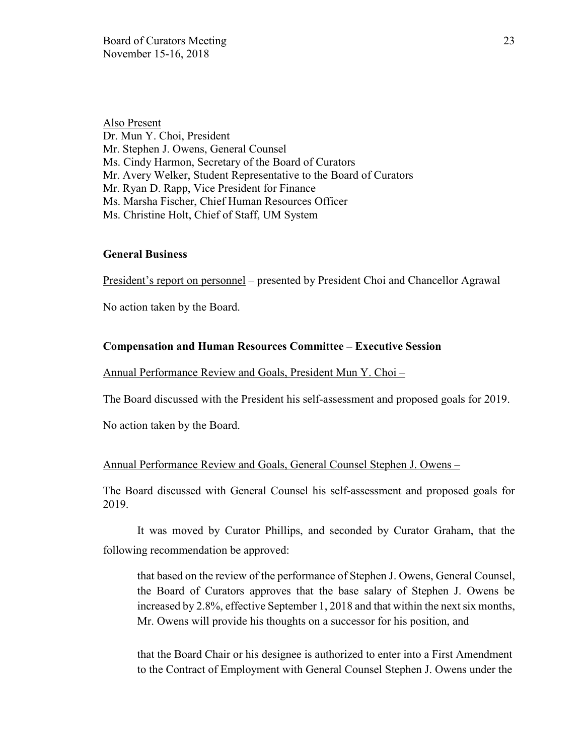Also Present

Dr. Mun Y. Choi, President
Mr. Stephen J. Owens, General Counsel
Ms. Cindy Harmon, Secretary of the Board of Curators
Mr. Avery Welker, Student Representative to the Board of Curators
Mr. Ryan D. Rapp, Vice President for Finance
Ms. Marsha Fischer, Chief Human Resources Officer
Ms. Christine Holt, Chief of Staff, UM System

**General Business**

President's report on personnel – presented by President Choi and Chancellor Agrawal

No action taken by the Board.

**Compensation and Human Resources Committee – Executive Session**

Annual Performance Review and Goals, President Mun Y. Choi –

The Board discussed with the President his self-assessment and proposed goals for 2019.

No action taken by the Board.

Annual Performance Review and Goals, General Counsel Stephen J. Owens –

The Board discussed with General Counsel his self-assessment and proposed goals for 2019.

It was moved by Curator Phillips, and seconded by Curator Graham, that the following recommendation be approved:

> that based on the review of the performance of Stephen J. Owens, General Counsel, the Board of Curators approves that the base salary of Stephen J. Owens be increased by 2.8%, effective September 1, 2018 and that within the next six months, Mr. Owens will provide his thoughts on a successor for his position, and
>
> that the Board Chair or his designee is authorized to enter into a First Amendment to the Contract of Employment with General Counsel Stephen J. Owens under the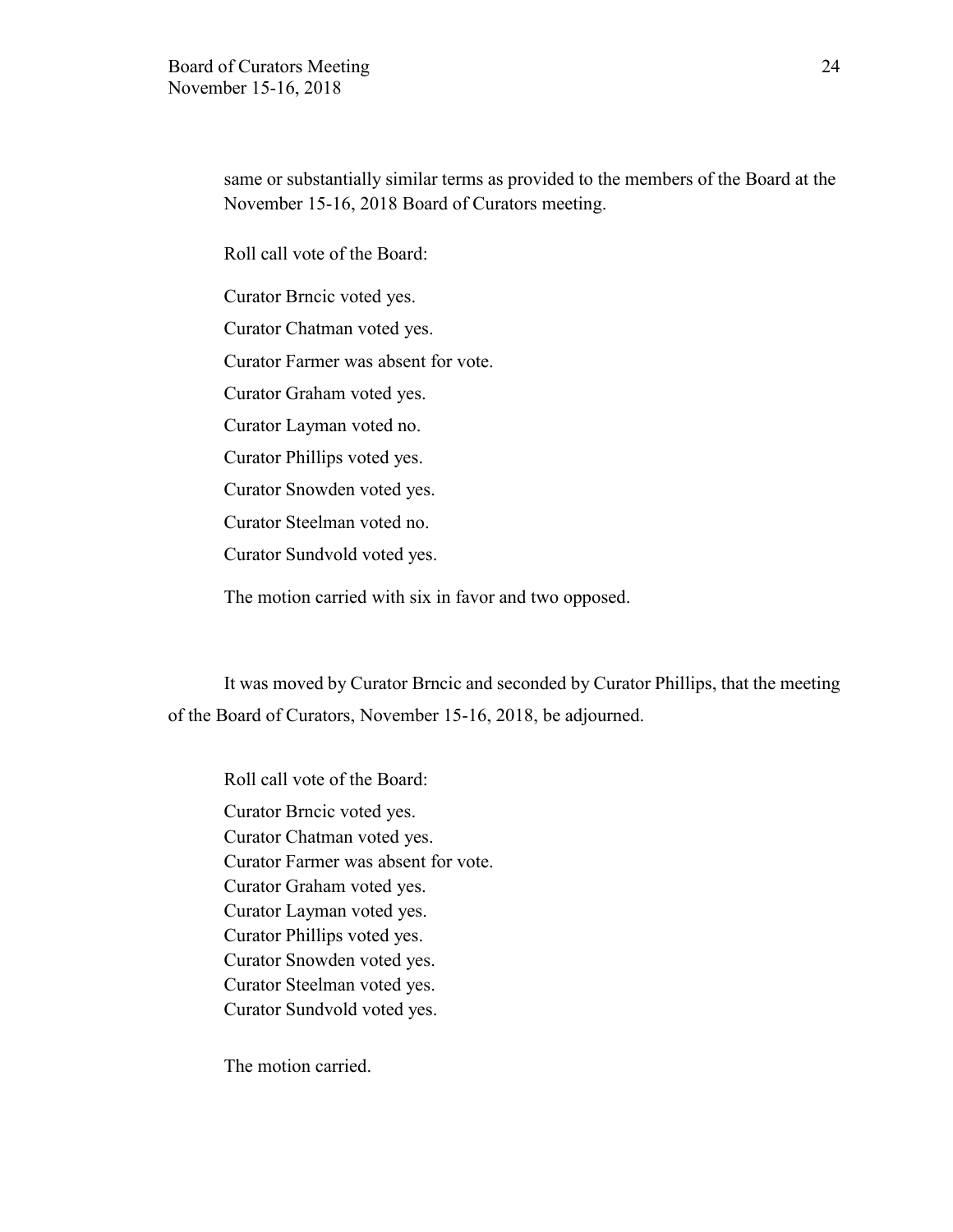same or substantially similar terms as provided to the members of the Board at the November 15-16, 2018 Board of Curators meeting.

Roll call vote of the Board:

Curator Brncic voted yes.

Curator Chatman voted yes.

Curator Farmer was absent for vote.

Curator Graham voted yes.

Curator Layman voted no.

Curator Phillips voted yes.

Curator Snowden voted yes.

Curator Steelman voted no.

Curator Sundvold voted yes.

The motion carried with six in favor and two opposed.

It was moved by Curator Brncic and seconded by Curator Phillips, that the meeting of the Board of Curators, November 15-16, 2018, be adjourned.

Roll call vote of the Board:

Curator Brncic voted yes.
Curator Chatman voted yes.
Curator Farmer was absent for vote.
Curator Graham voted yes.
Curator Layman voted yes.
Curator Phillips voted yes.
Curator Snowden voted yes.
Curator Steelman voted yes.
Curator Sundvold voted yes.

The motion carried.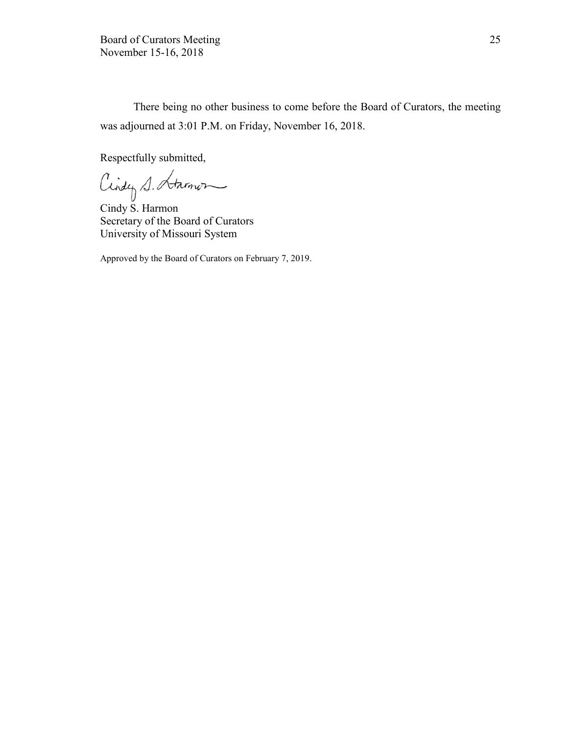There being no other business to come before the Board of Curators, the meeting was adjourned at 3:01 P.M. on Friday, November 16, 2018.

Respectfully submitted,

Cindy S. Harmon  
Secretary of the Board of Curators  
University of Missouri System

Approved by the Board of Curators on February 7, 2019.